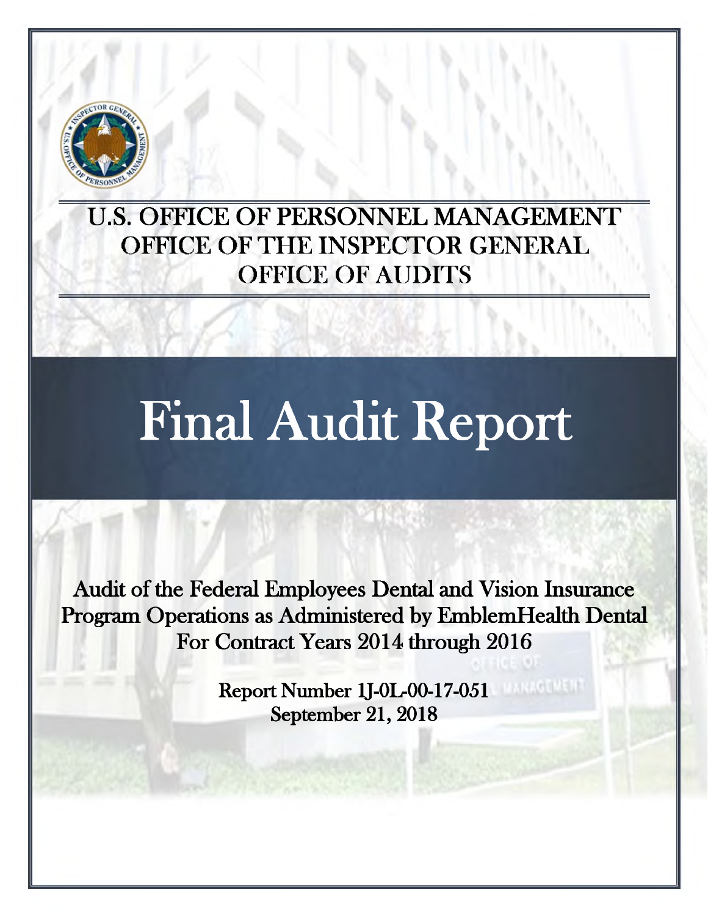# U.S. OFFICE OF PERSONNEL MANAGEMENT
# OFFICE OF THE INSPECTOR GENERAL
# OFFICE OF AUDITS

# Final Audit Report

**Audit of the Federal Employees Dental and Vision Insurance Program Operations as Administered by EmblemHealth Dental For Contract Years 2014 through 2016**

**Report Number 1J-0L-00-17-051**
**September 21, 2018**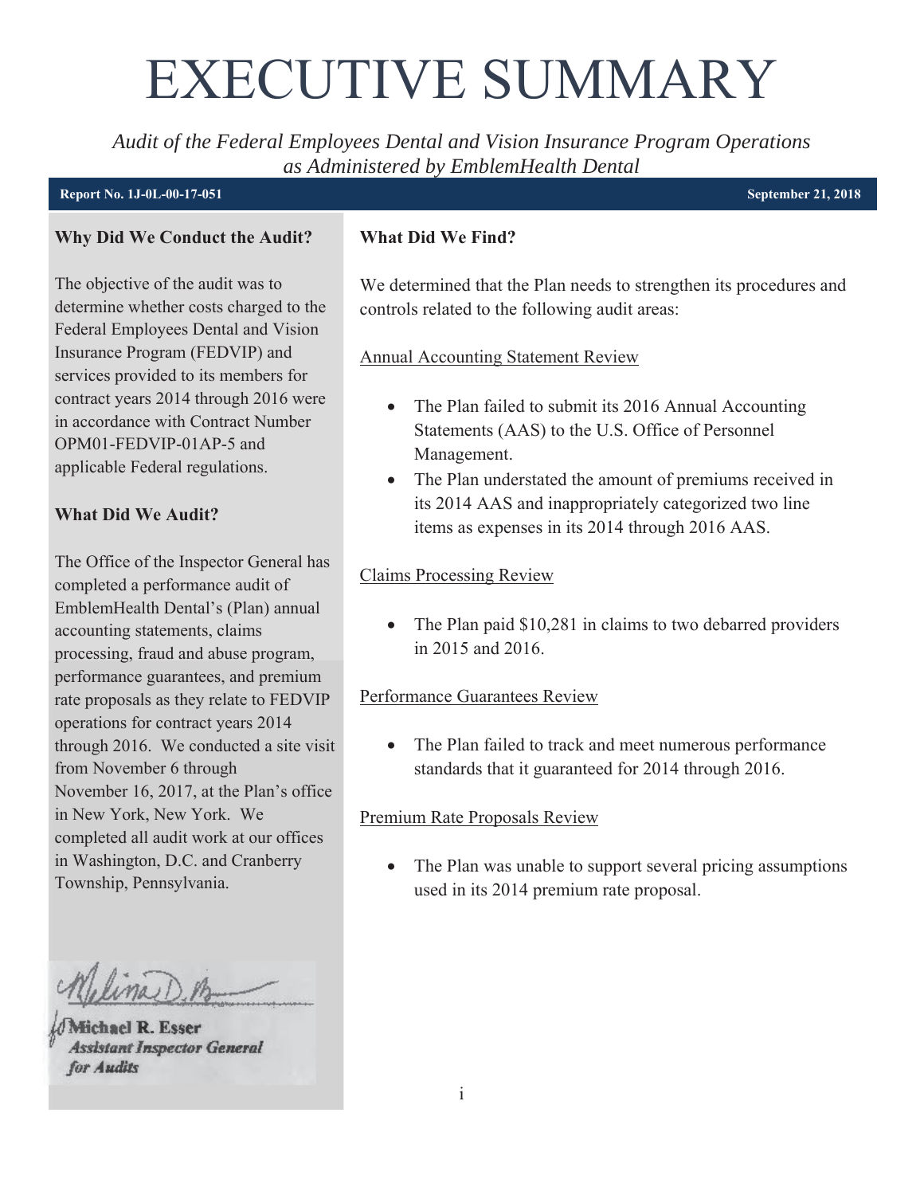# EXECUTIVE SUMMARY

*Audit of the Federal Employees Dental and Vision Insurance Program Operations as Administered by EmblemHealth Dental*

**Report No. 1J-0L-00-17-051** **September 21, 2018**

### Why Did We Conduct the Audit?

The objective of the audit was to determine whether costs charged to the Federal Employees Dental and Vision Insurance Program (FEDVIP) and services provided to its members for contract years 2014 through 2016 were in accordance with Contract Number OPM01-FEDVIP-01AP-5 and applicable Federal regulations.

### What Did We Audit?

The Office of the Inspector General has completed a performance audit of EmblemHealth Dental's (Plan) annual accounting statements, claims processing, fraud and abuse program, performance guarantees, and premium rate proposals as they relate to FEDVIP operations for contract years 2014 through 2016. We conducted a site visit from November 6 through November 16, 2017, at the Plan's office in New York, New York. We completed all audit work at our offices in Washington, D.C. and Cranberry Township, Pennsylvania.

Michael R. Esser
*Assistant Inspector General for Audits*

### What Did We Find?

We determined that the Plan needs to strengthen its procedures and controls related to the following audit areas:

Annual Accounting Statement Review

- The Plan failed to submit its 2016 Annual Accounting Statements (AAS) to the U.S. Office of Personnel Management.
- The Plan understated the amount of premiums received in its 2014 AAS and inappropriately categorized two line items as expenses in its 2014 through 2016 AAS.

Claims Processing Review

- The Plan paid $10,281 in claims to two debarred providers in 2015 and 2016.

Performance Guarantees Review

- The Plan failed to track and meet numerous performance standards that it guaranteed for 2014 through 2016.

Premium Rate Proposals Review

- The Plan was unable to support several pricing assumptions used in its 2014 premium rate proposal.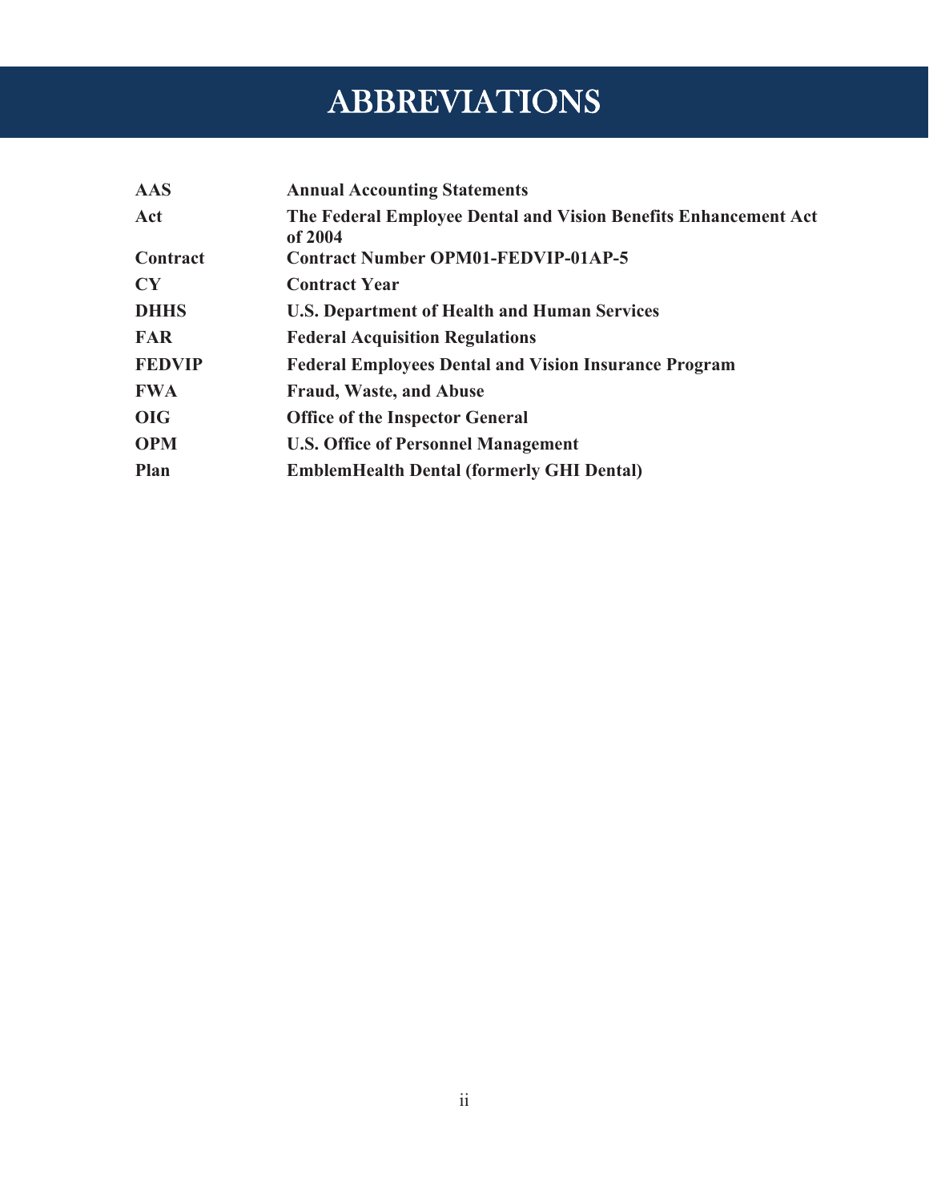# ABBREVIATIONS

| | |
|---|---|
| **AAS** | **Annual Accounting Statements** |
| **Act** | **The Federal Employee Dental and Vision Benefits Enhancement Act of 2004** |
| **Contract** | **Contract Number OPM01-FEDVIP-01AP-5** |
| **CY** | **Contract Year** |
| **DHHS** | **U.S. Department of Health and Human Services** |
| **FAR** | **Federal Acquisition Regulations** |
| **FEDVIP** | **Federal Employees Dental and Vision Insurance Program** |
| **FWA** | **Fraud, Waste, and Abuse** |
| **OIG** | **Office of the Inspector General** |
| **OPM** | **U.S. Office of Personnel Management** |
| **Plan** | **EmblemHealth Dental (formerly GHI Dental)** |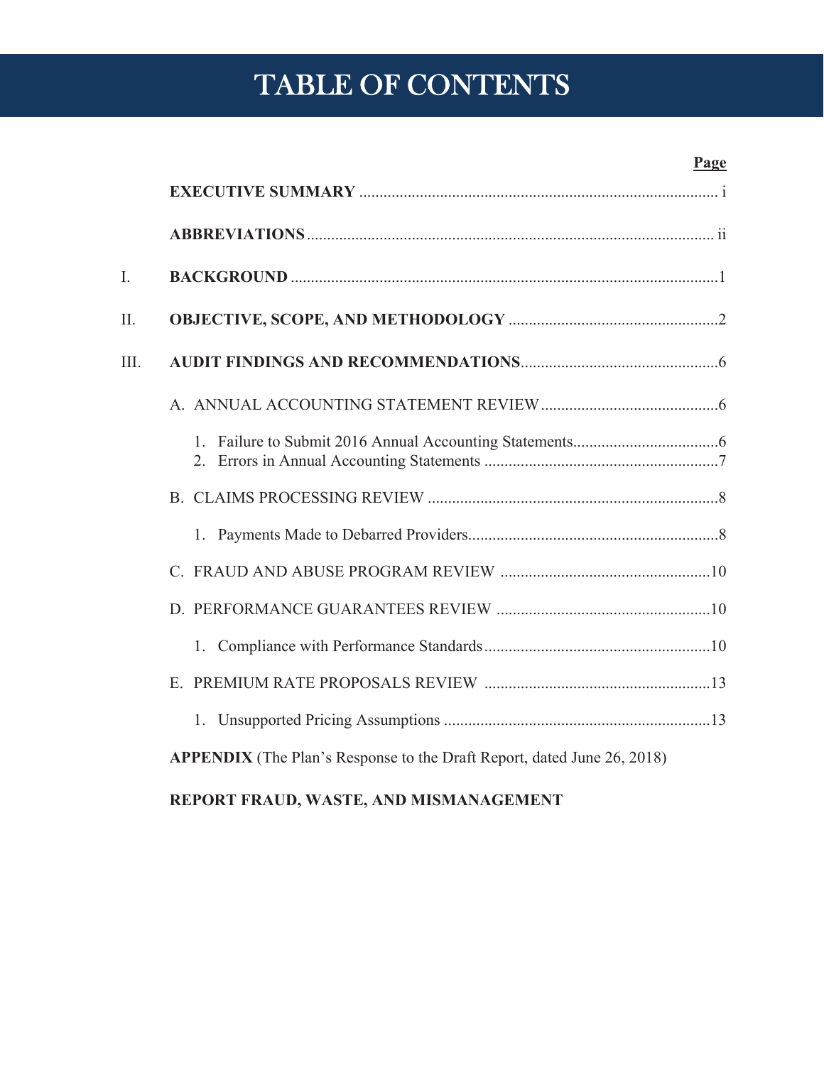# TABLE OF CONTENTS

| | | Page |
|---|---|---|
| | **EXECUTIVE SUMMARY** | i |
| | **ABBREVIATIONS** | ii |
| I. | **BACKGROUND** | 1 |
| II. | **OBJECTIVE, SCOPE, AND METHODOLOGY** | 2 |
| III. | **AUDIT FINDINGS AND RECOMMENDATIONS** | 6 |
| | A. ANNUAL ACCOUNTING STATEMENT REVIEW | 6 |
| | 1. Failure to Submit 2016 Annual Accounting Statements | 6 |
| | 2. Errors in Annual Accounting Statements | 7 |
| | B. CLAIMS PROCESSING REVIEW | 8 |
| | 1. Payments Made to Debarred Providers | 8 |
| | C. FRAUD AND ABUSE PROGRAM REVIEW | 10 |
| | D. PERFORMANCE GUARANTEES REVIEW | 10 |
| | 1. Compliance with Performance Standards | 10 |
| | E. PREMIUM RATE PROPOSALS REVIEW | 13 |
| | 1. Unsupported Pricing Assumptions | 13 |
| | **APPENDIX** (The Plan's Response to the Draft Report, dated June 26, 2018) | |
| | **REPORT FRAUD, WASTE, AND MISMANAGEMENT** | |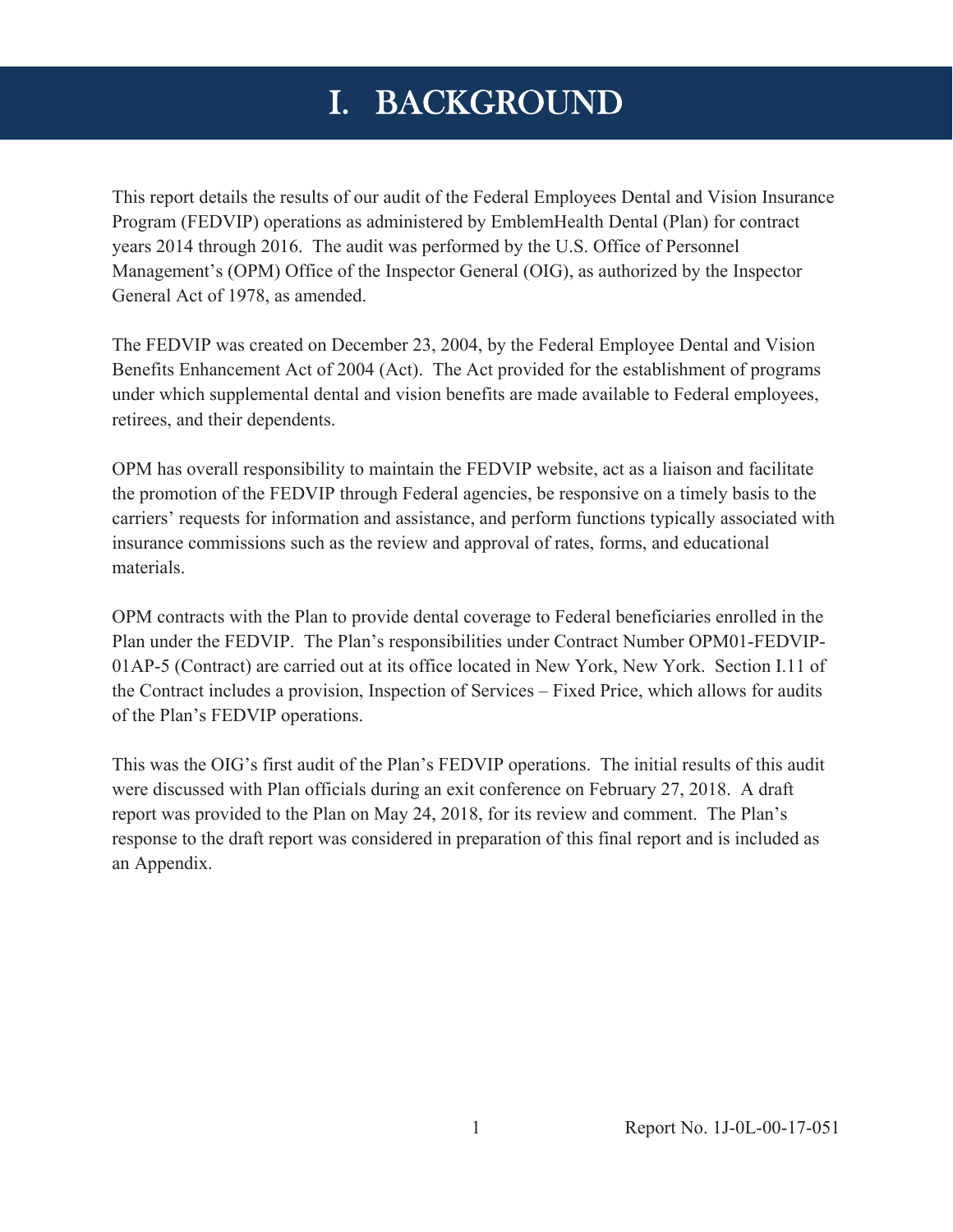# I. BACKGROUND

This report details the results of our audit of the Federal Employees Dental and Vision Insurance Program (FEDVIP) operations as administered by EmblemHealth Dental (Plan) for contract years 2014 through 2016. The audit was performed by the U.S. Office of Personnel Management's (OPM) Office of the Inspector General (OIG), as authorized by the Inspector General Act of 1978, as amended.

The FEDVIP was created on December 23, 2004, by the Federal Employee Dental and Vision Benefits Enhancement Act of 2004 (Act). The Act provided for the establishment of programs under which supplemental dental and vision benefits are made available to Federal employees, retirees, and their dependents.

OPM has overall responsibility to maintain the FEDVIP website, act as a liaison and facilitate the promotion of the FEDVIP through Federal agencies, be responsive on a timely basis to the carriers' requests for information and assistance, and perform functions typically associated with insurance commissions such as the review and approval of rates, forms, and educational materials.

OPM contracts with the Plan to provide dental coverage to Federal beneficiaries enrolled in the Plan under the FEDVIP. The Plan's responsibilities under Contract Number OPM01-FEDVIP-01AP-5 (Contract) are carried out at its office located in New York, New York. Section I.11 of the Contract includes a provision, Inspection of Services – Fixed Price, which allows for audits of the Plan's FEDVIP operations.

This was the OIG's first audit of the Plan's FEDVIP operations. The initial results of this audit were discussed with Plan officials during an exit conference on February 27, 2018. A draft report was provided to the Plan on May 24, 2018, for its review and comment. The Plan's response to the draft report was considered in preparation of this final report and is included as an Appendix.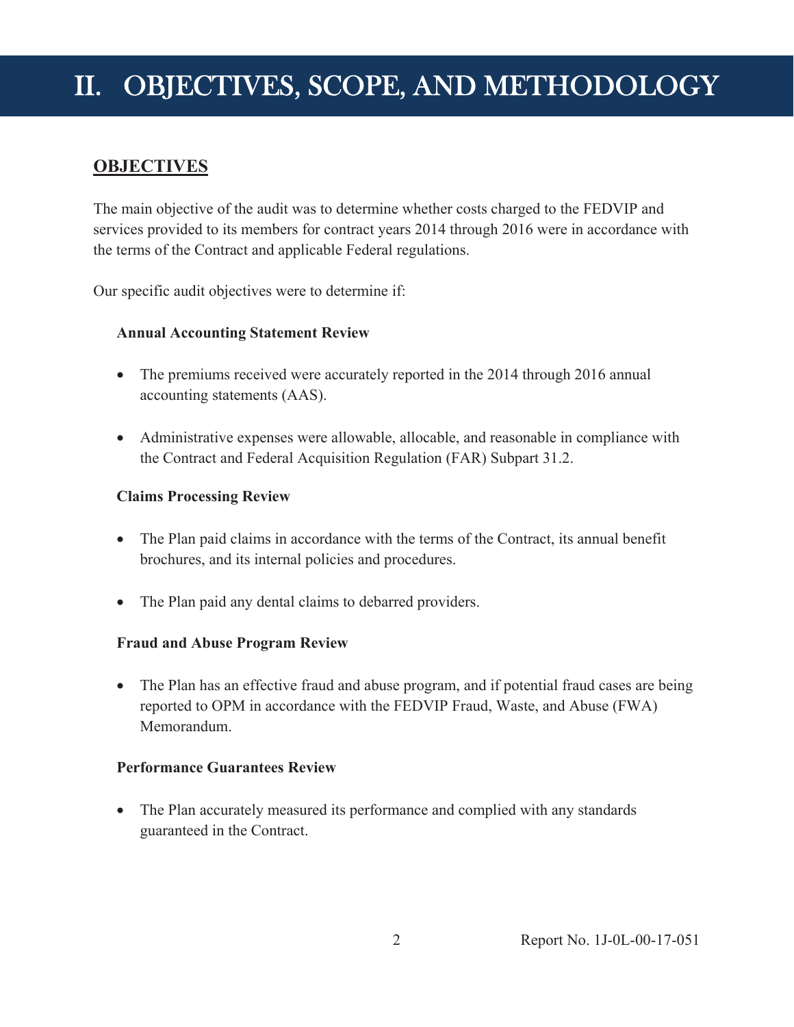# II. OBJECTIVES, SCOPE, AND METHODOLOGY

## OBJECTIVES

The main objective of the audit was to determine whether costs charged to the FEDVIP and services provided to its members for contract years 2014 through 2016 were in accordance with the terms of the Contract and applicable Federal regulations.

Our specific audit objectives were to determine if:

**Annual Accounting Statement Review**

- The premiums received were accurately reported in the 2014 through 2016 annual accounting statements (AAS).
- Administrative expenses were allowable, allocable, and reasonable in compliance with the Contract and Federal Acquisition Regulation (FAR) Subpart 31.2.

**Claims Processing Review**

- The Plan paid claims in accordance with the terms of the Contract, its annual benefit brochures, and its internal policies and procedures.
- The Plan paid any dental claims to debarred providers.

**Fraud and Abuse Program Review**

- The Plan has an effective fraud and abuse program, and if potential fraud cases are being reported to OPM in accordance with the FEDVIP Fraud, Waste, and Abuse (FWA) Memorandum.

**Performance Guarantees Review**

- The Plan accurately measured its performance and complied with any standards guaranteed in the Contract.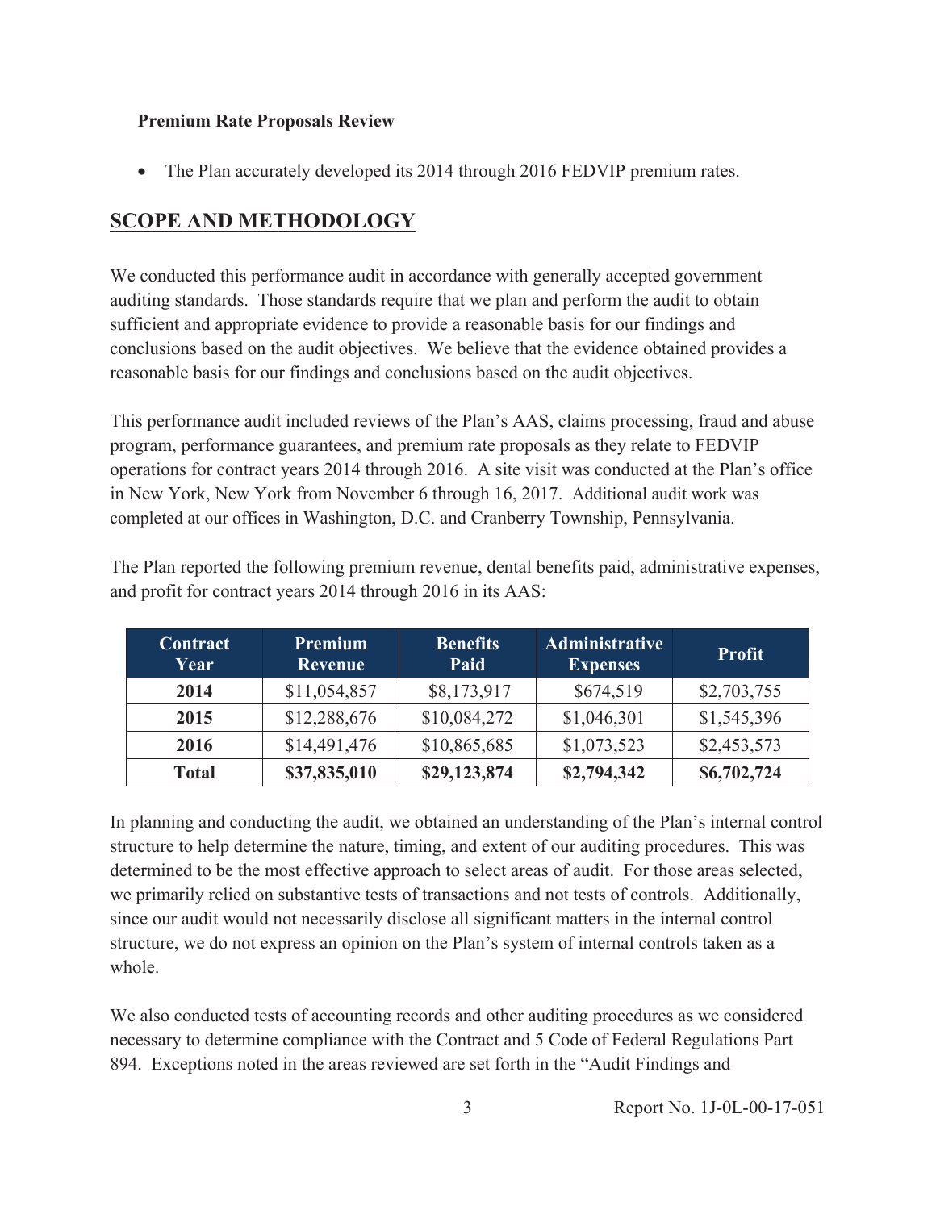**Premium Rate Proposals Review**

- The Plan accurately developed its 2014 through 2016 FEDVIP premium rates.

## SCOPE AND METHODOLOGY

We conducted this performance audit in accordance with generally accepted government auditing standards. Those standards require that we plan and perform the audit to obtain sufficient and appropriate evidence to provide a reasonable basis for our findings and conclusions based on the audit objectives. We believe that the evidence obtained provides a reasonable basis for our findings and conclusions based on the audit objectives.

This performance audit included reviews of the Plan's AAS, claims processing, fraud and abuse program, performance guarantees, and premium rate proposals as they relate to FEDVIP operations for contract years 2014 through 2016. A site visit was conducted at the Plan's office in New York, New York from November 6 through 16, 2017. Additional audit work was completed at our offices in Washington, D.C. and Cranberry Township, Pennsylvania.

The Plan reported the following premium revenue, dental benefits paid, administrative expenses, and profit for contract years 2014 through 2016 in its AAS:

| Contract Year | Premium Revenue | Benefits Paid | Administrative Expenses | Profit |
|---|---|---|---|---|
| **2014** | \$11,054,857 | \$8,173,917 | \$674,519 | \$2,703,755 |
| **2015** | \$12,288,676 | \$10,084,272 | \$1,046,301 | \$1,545,396 |
| **2016** | \$14,491,476 | \$10,865,685 | \$1,073,523 | \$2,453,573 |
| **Total** | **\$37,835,010** | **\$29,123,874** | **\$2,794,342** | **\$6,702,724** |

In planning and conducting the audit, we obtained an understanding of the Plan's internal control structure to help determine the nature, timing, and extent of our auditing procedures. This was determined to be the most effective approach to select areas of audit. For those areas selected, we primarily relied on substantive tests of transactions and not tests of controls. Additionally, since our audit would not necessarily disclose all significant matters in the internal control structure, we do not express an opinion on the Plan's system of internal controls taken as a whole.

We also conducted tests of accounting records and other auditing procedures as we considered necessary to determine compliance with the Contract and 5 Code of Federal Regulations Part 894. Exceptions noted in the areas reviewed are set forth in the "Audit Findings and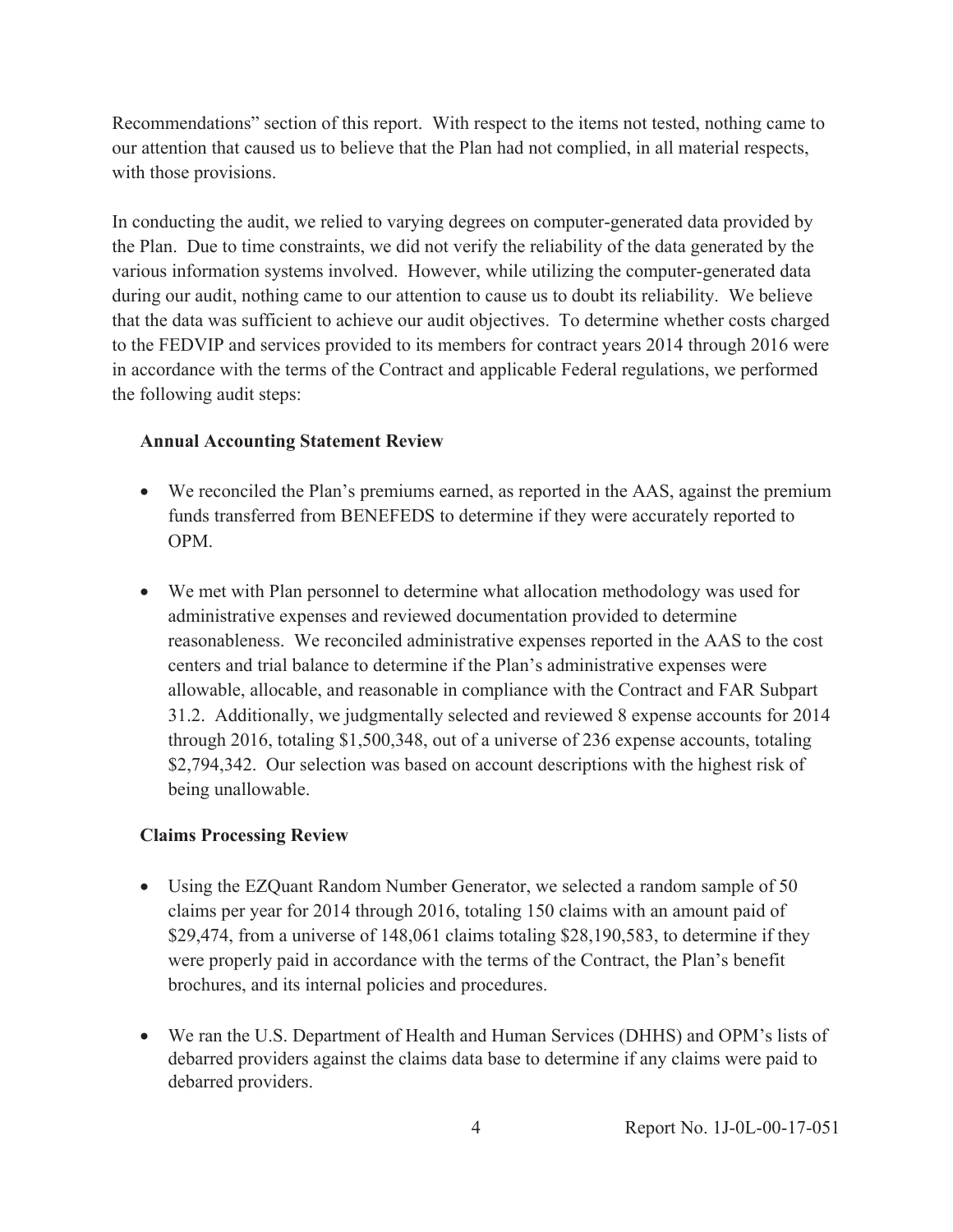Recommendations" section of this report. With respect to the items not tested, nothing came to our attention that caused us to believe that the Plan had not complied, in all material respects, with those provisions.

In conducting the audit, we relied to varying degrees on computer-generated data provided by the Plan. Due to time constraints, we did not verify the reliability of the data generated by the various information systems involved. However, while utilizing the computer-generated data during our audit, nothing came to our attention to cause us to doubt its reliability. We believe that the data was sufficient to achieve our audit objectives. To determine whether costs charged to the FEDVIP and services provided to its members for contract years 2014 through 2016 were in accordance with the terms of the Contract and applicable Federal regulations, we performed the following audit steps:

**Annual Accounting Statement Review**

- We reconciled the Plan's premiums earned, as reported in the AAS, against the premium funds transferred from BENEFEDS to determine if they were accurately reported to OPM.
- We met with Plan personnel to determine what allocation methodology was used for administrative expenses and reviewed documentation provided to determine reasonableness. We reconciled administrative expenses reported in the AAS to the cost centers and trial balance to determine if the Plan's administrative expenses were allowable, allocable, and reasonable in compliance with the Contract and FAR Subpart 31.2. Additionally, we judgmentally selected and reviewed 8 expense accounts for 2014 through 2016, totaling $1,500,348, out of a universe of 236 expense accounts, totaling $2,794,342. Our selection was based on account descriptions with the highest risk of being unallowable.

**Claims Processing Review**

- Using the EZQuant Random Number Generator, we selected a random sample of 50 claims per year for 2014 through 2016, totaling 150 claims with an amount paid of $29,474, from a universe of 148,061 claims totaling $28,190,583, to determine if they were properly paid in accordance with the terms of the Contract, the Plan's benefit brochures, and its internal policies and procedures.
- We ran the U.S. Department of Health and Human Services (DHHS) and OPM's lists of debarred providers against the claims data base to determine if any claims were paid to debarred providers.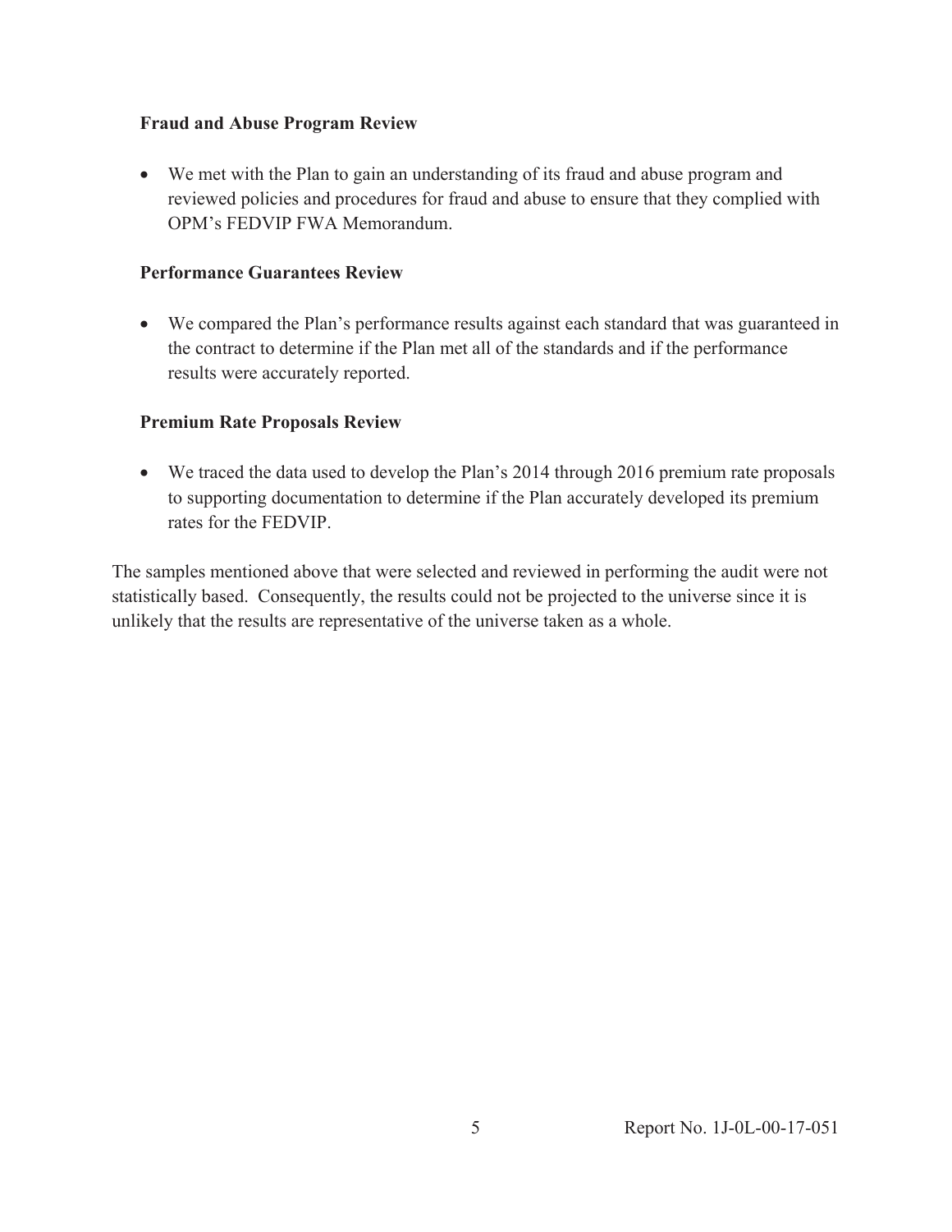**Fraud and Abuse Program Review**

- We met with the Plan to gain an understanding of its fraud and abuse program and reviewed policies and procedures for fraud and abuse to ensure that they complied with OPM's FEDVIP FWA Memorandum.

**Performance Guarantees Review**

- We compared the Plan's performance results against each standard that was guaranteed in the contract to determine if the Plan met all of the standards and if the performance results were accurately reported.

**Premium Rate Proposals Review**

- We traced the data used to develop the Plan's 2014 through 2016 premium rate proposals to supporting documentation to determine if the Plan accurately developed its premium rates for the FEDVIP.

The samples mentioned above that were selected and reviewed in performing the audit were not statistically based. Consequently, the results could not be projected to the universe since it is unlikely that the results are representative of the universe taken as a whole.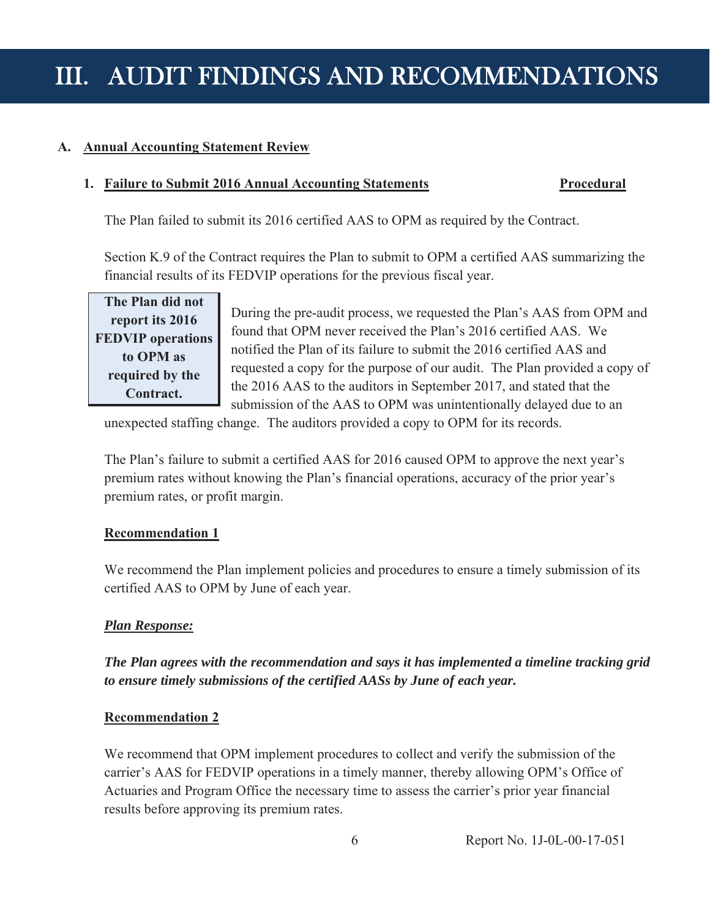# III. AUDIT FINDINGS AND RECOMMENDATIONS

## A. Annual Accounting Statement Review

### 1. Failure to Submit 2016 Annual Accounting Statements — Procedural

The Plan failed to submit its 2016 certified AAS to OPM as required by the Contract.

Section K.9 of the Contract requires the Plan to submit to OPM a certified AAS summarizing the financial results of its FEDVIP operations for the previous fiscal year.

> **The Plan did not report its 2016 FEDVIP operations to OPM as required by the Contract.**

During the pre-audit process, we requested the Plan's AAS from OPM and found that OPM never received the Plan's 2016 certified AAS. We notified the Plan of its failure to submit the 2016 certified AAS and requested a copy for the purpose of our audit. The Plan provided a copy of the 2016 AAS to the auditors in September 2017, and stated that the submission of the AAS to OPM was unintentionally delayed due to an unexpected staffing change. The auditors provided a copy to OPM for its records.

The Plan's failure to submit a certified AAS for 2016 caused OPM to approve the next year's premium rates without knowing the Plan's financial operations, accuracy of the prior year's premium rates, or profit margin.

**Recommendation 1**

We recommend the Plan implement policies and procedures to ensure a timely submission of its certified AAS to OPM by June of each year.

***Plan Response:***

***The Plan agrees with the recommendation and says it has implemented a timeline tracking grid to ensure timely submissions of the certified AASs by June of each year.***

**Recommendation 2**

We recommend that OPM implement procedures to collect and verify the submission of the carrier's AAS for FEDVIP operations in a timely manner, thereby allowing OPM's Office of Actuaries and Program Office the necessary time to assess the carrier's prior year financial results before approving its premium rates.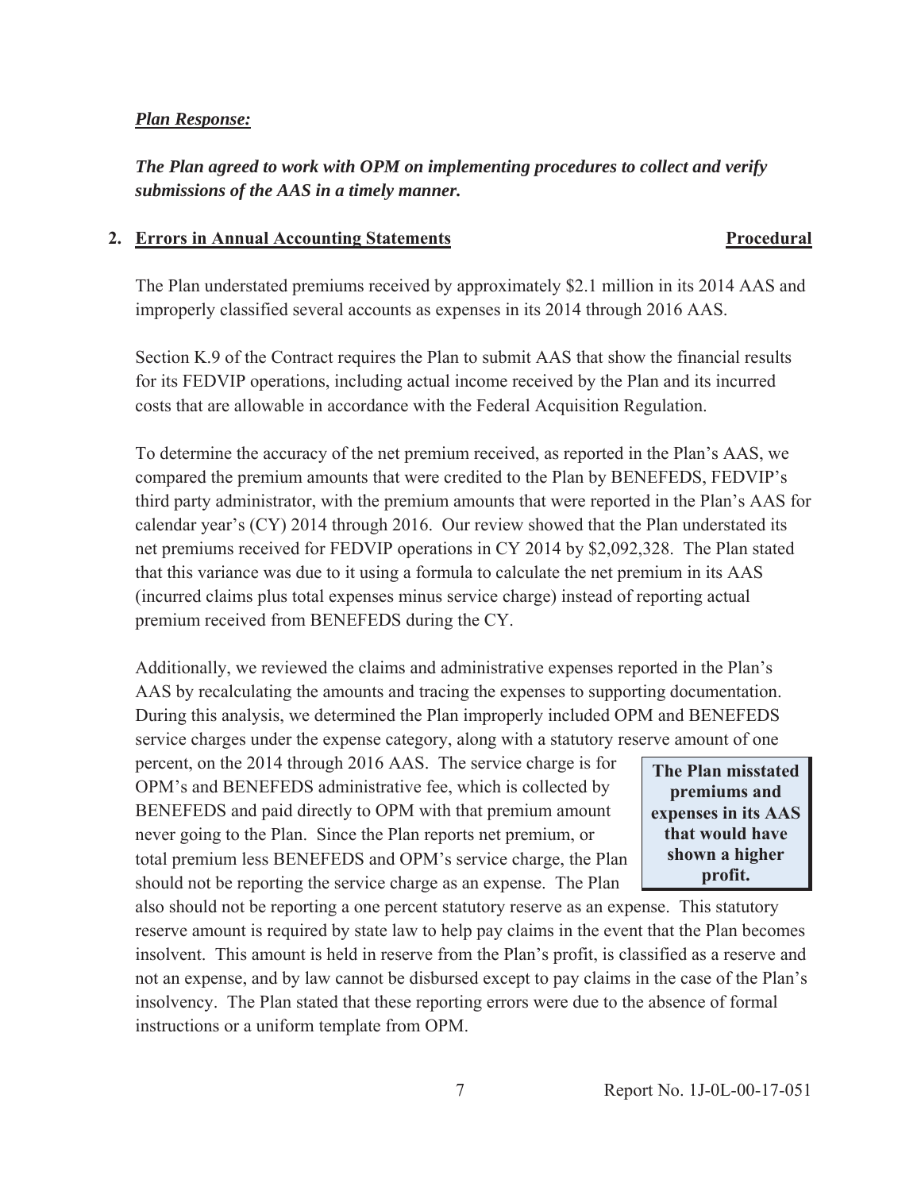***Plan Response:***

***The Plan agreed to work with OPM on implementing procedures to collect and verify submissions of the AAS in a timely manner.***

**2. Errors in Annual Accounting Statements** **Procedural**

The Plan understated premiums received by approximately $2.1 million in its 2014 AAS and improperly classified several accounts as expenses in its 2014 through 2016 AAS.

Section K.9 of the Contract requires the Plan to submit AAS that show the financial results for its FEDVIP operations, including actual income received by the Plan and its incurred costs that are allowable in accordance with the Federal Acquisition Regulation.

To determine the accuracy of the net premium received, as reported in the Plan's AAS, we compared the premium amounts that were credited to the Plan by BENEFEDS, FEDVIP's third party administrator, with the premium amounts that were reported in the Plan's AAS for calendar year's (CY) 2014 through 2016. Our review showed that the Plan understated its net premiums received for FEDVIP operations in CY 2014 by $2,092,328. The Plan stated that this variance was due to it using a formula to calculate the net premium in its AAS (incurred claims plus total expenses minus service charge) instead of reporting actual premium received from BENEFEDS during the CY.

**The Plan misstated premiums and expenses in its AAS that would have shown a higher profit.**

Additionally, we reviewed the claims and administrative expenses reported in the Plan's AAS by recalculating the amounts and tracing the expenses to supporting documentation. During this analysis, we determined the Plan improperly included OPM and BENEFEDS service charges under the expense category, along with a statutory reserve amount of one percent, on the 2014 through 2016 AAS. The service charge is for OPM's and BENEFEDS administrative fee, which is collected by BENEFEDS and paid directly to OPM with that premium amount never going to the Plan. Since the Plan reports net premium, or total premium less BENEFEDS and OPM's service charge, the Plan should not be reporting the service charge as an expense. The Plan also should not be reporting a one percent statutory reserve as an expense. This statutory reserve amount is required by state law to help pay claims in the event that the Plan becomes insolvent. This amount is held in reserve from the Plan's profit, is classified as a reserve and not an expense, and by law cannot be disbursed except to pay claims in the case of the Plan's insolvency. The Plan stated that these reporting errors were due to the absence of formal instructions or a uniform template from OPM.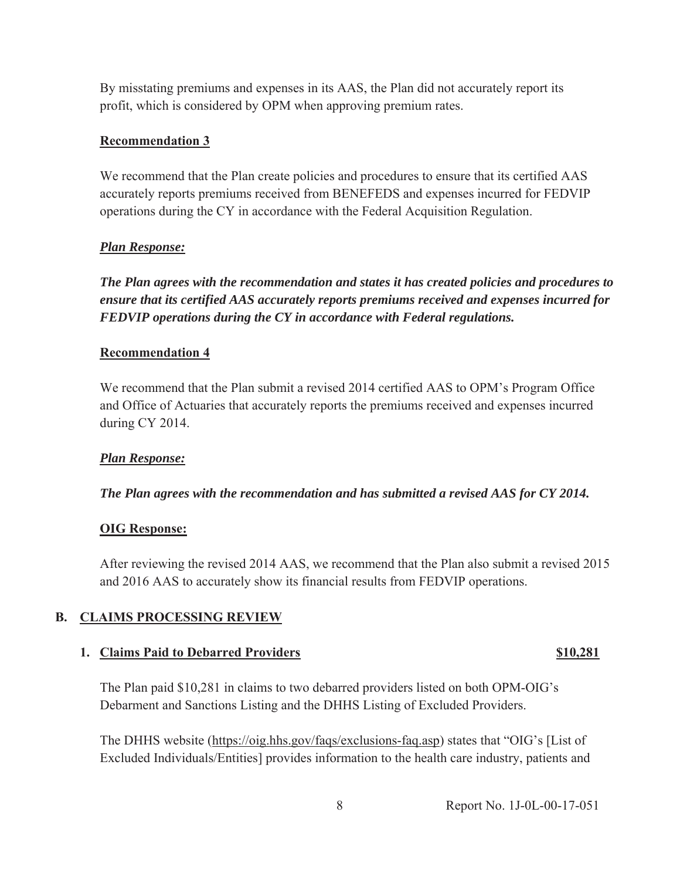By misstating premiums and expenses in its AAS, the Plan did not accurately report its profit, which is considered by OPM when approving premium rates.

**Recommendation 3**

We recommend that the Plan create policies and procedures to ensure that its certified AAS accurately reports premiums received from BENEFEDS and expenses incurred for FEDVIP operations during the CY in accordance with the Federal Acquisition Regulation.

***Plan Response:***

***The Plan agrees with the recommendation and states it has created policies and procedures to ensure that its certified AAS accurately reports premiums received and expenses incurred for FEDVIP operations during the CY in accordance with Federal regulations.***

**Recommendation 4**

We recommend that the Plan submit a revised 2014 certified AAS to OPM's Program Office and Office of Actuaries that accurately reports the premiums received and expenses incurred during CY 2014.

***Plan Response:***

***The Plan agrees with the recommendation and has submitted a revised AAS for CY 2014.***

**OIG Response:**

After reviewing the revised 2014 AAS, we recommend that the Plan also submit a revised 2015 and 2016 AAS to accurately show its financial results from FEDVIP operations.

## B. CLAIMS PROCESSING REVIEW

### 1. Claims Paid to Debarred Providers — $10,281

The Plan paid $10,281 in claims to two debarred providers listed on both OPM-OIG's Debarment and Sanctions Listing and the DHHS Listing of Excluded Providers.

The DHHS website (https://oig.hhs.gov/faqs/exclusions-faq.asp) states that "OIG's [List of Excluded Individuals/Entities] provides information to the health care industry, patients and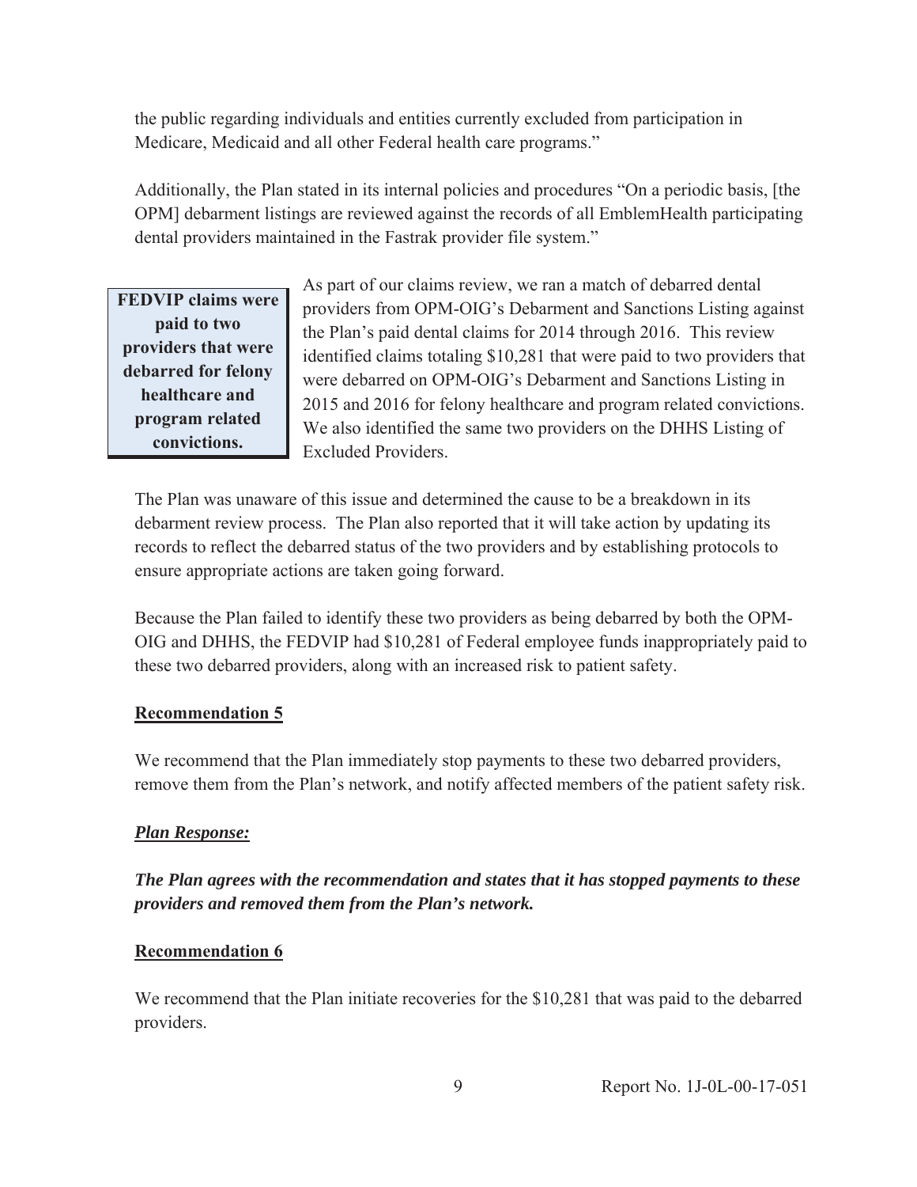the public regarding individuals and entities currently excluded from participation in Medicare, Medicaid and all other Federal health care programs."

Additionally, the Plan stated in its internal policies and procedures "On a periodic basis, [the OPM] debarment listings are reviewed against the records of all EmblemHealth participating dental providers maintained in the Fastrak provider file system."

**FEDVIP claims were paid to two providers that were debarred for felony healthcare and program related convictions.**

As part of our claims review, we ran a match of debarred dental providers from OPM-OIG's Debarment and Sanctions Listing against the Plan's paid dental claims for 2014 through 2016. This review identified claims totaling $10,281 that were paid to two providers that were debarred on OPM-OIG's Debarment and Sanctions Listing in 2015 and 2016 for felony healthcare and program related convictions. We also identified the same two providers on the DHHS Listing of Excluded Providers.

The Plan was unaware of this issue and determined the cause to be a breakdown in its debarment review process. The Plan also reported that it will take action by updating its records to reflect the debarred status of the two providers and by establishing protocols to ensure appropriate actions are taken going forward.

Because the Plan failed to identify these two providers as being debarred by both the OPM-OIG and DHHS, the FEDVIP had $10,281 of Federal employee funds inappropriately paid to these two debarred providers, along with an increased risk to patient safety.

**Recommendation 5**

We recommend that the Plan immediately stop payments to these two debarred providers, remove them from the Plan's network, and notify affected members of the patient safety risk.

***Plan Response:***

***The Plan agrees with the recommendation and states that it has stopped payments to these providers and removed them from the Plan's network.***

**Recommendation 6**

We recommend that the Plan initiate recoveries for the $10,281 that was paid to the debarred providers.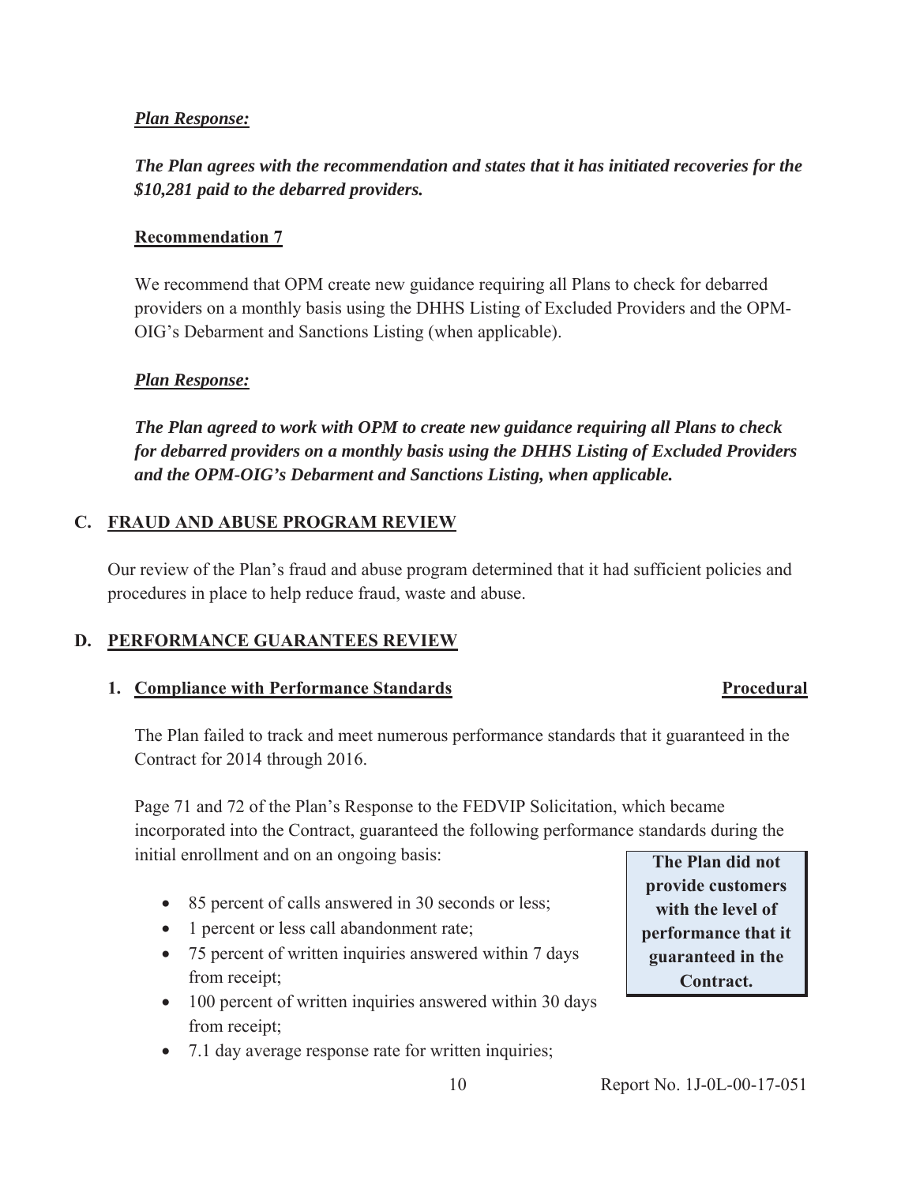***Plan Response:***

***The Plan agrees with the recommendation and states that it has initiated recoveries for the $10,281 paid to the debarred providers.***

**Recommendation 7**

We recommend that OPM create new guidance requiring all Plans to check for debarred providers on a monthly basis using the DHHS Listing of Excluded Providers and the OPM-OIG's Debarment and Sanctions Listing (when applicable).

***Plan Response:***

***The Plan agreed to work with OPM to create new guidance requiring all Plans to check for debarred providers on a monthly basis using the DHHS Listing of Excluded Providers and the OPM-OIG's Debarment and Sanctions Listing, when applicable.***

## C. FRAUD AND ABUSE PROGRAM REVIEW

Our review of the Plan's fraud and abuse program determined that it had sufficient policies and procedures in place to help reduce fraud, waste and abuse.

## D. PERFORMANCE GUARANTEES REVIEW

### 1. Compliance with Performance Standards — Procedural

The Plan failed to track and meet numerous performance standards that it guaranteed in the Contract for 2014 through 2016.

Page 71 and 72 of the Plan's Response to the FEDVIP Solicitation, which became incorporated into the Contract, guaranteed the following performance standards during the initial enrollment and on an ongoing basis:

**The Plan did not provide customers with the level of performance that it guaranteed in the Contract.**

- 85 percent of calls answered in 30 seconds or less;
- 1 percent or less call abandonment rate;
- 75 percent of written inquiries answered within 7 days from receipt;
- 100 percent of written inquiries answered within 30 days from receipt;
- 7.1 day average response rate for written inquiries;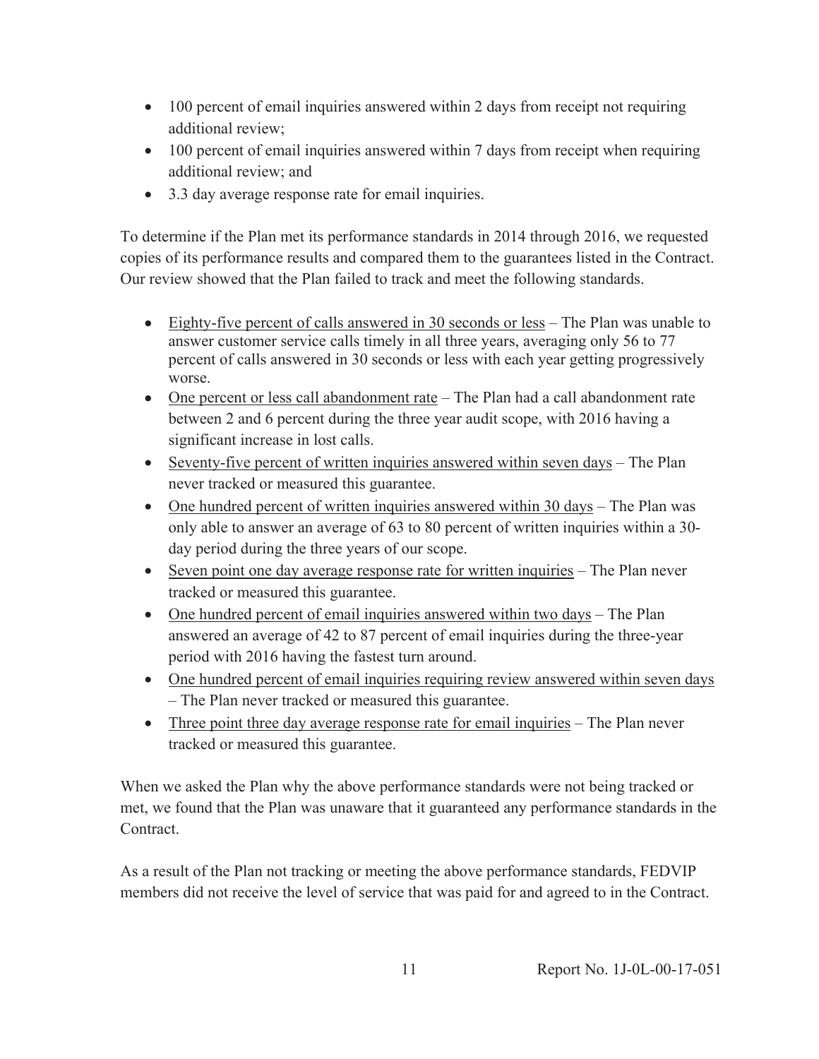- 100 percent of email inquiries answered within 2 days from receipt not requiring additional review;
- 100 percent of email inquiries answered within 7 days from receipt when requiring additional review; and
- 3.3 day average response rate for email inquiries.

To determine if the Plan met its performance standards in 2014 through 2016, we requested copies of its performance results and compared them to the guarantees listed in the Contract. Our review showed that the Plan failed to track and meet the following standards.

- <u>Eighty-five percent of calls answered in 30 seconds or less</u> – The Plan was unable to answer customer service calls timely in all three years, averaging only 56 to 77 percent of calls answered in 30 seconds or less with each year getting progressively worse.
- <u>One percent or less call abandonment rate</u> – The Plan had a call abandonment rate between 2 and 6 percent during the three year audit scope, with 2016 having a significant increase in lost calls.
- <u>Seventy-five percent of written inquiries answered within seven days</u> – The Plan never tracked or measured this guarantee.
- <u>One hundred percent of written inquiries answered within 30 days</u> – The Plan was only able to answer an average of 63 to 80 percent of written inquiries within a 30-day period during the three years of our scope.
- <u>Seven point one day average response rate for written inquiries</u> – The Plan never tracked or measured this guarantee.
- <u>One hundred percent of email inquiries answered within two days</u> – The Plan answered an average of 42 to 87 percent of email inquiries during the three-year period with 2016 having the fastest turn around.
- <u>One hundred percent of email inquiries requiring review answered within seven days</u> – The Plan never tracked or measured this guarantee.
- <u>Three point three day average response rate for email inquiries</u> – The Plan never tracked or measured this guarantee.

When we asked the Plan why the above performance standards were not being tracked or met, we found that the Plan was unaware that it guaranteed any performance standards in the Contract.

As a result of the Plan not tracking or meeting the above performance standards, FEDVIP members did not receive the level of service that was paid for and agreed to in the Contract.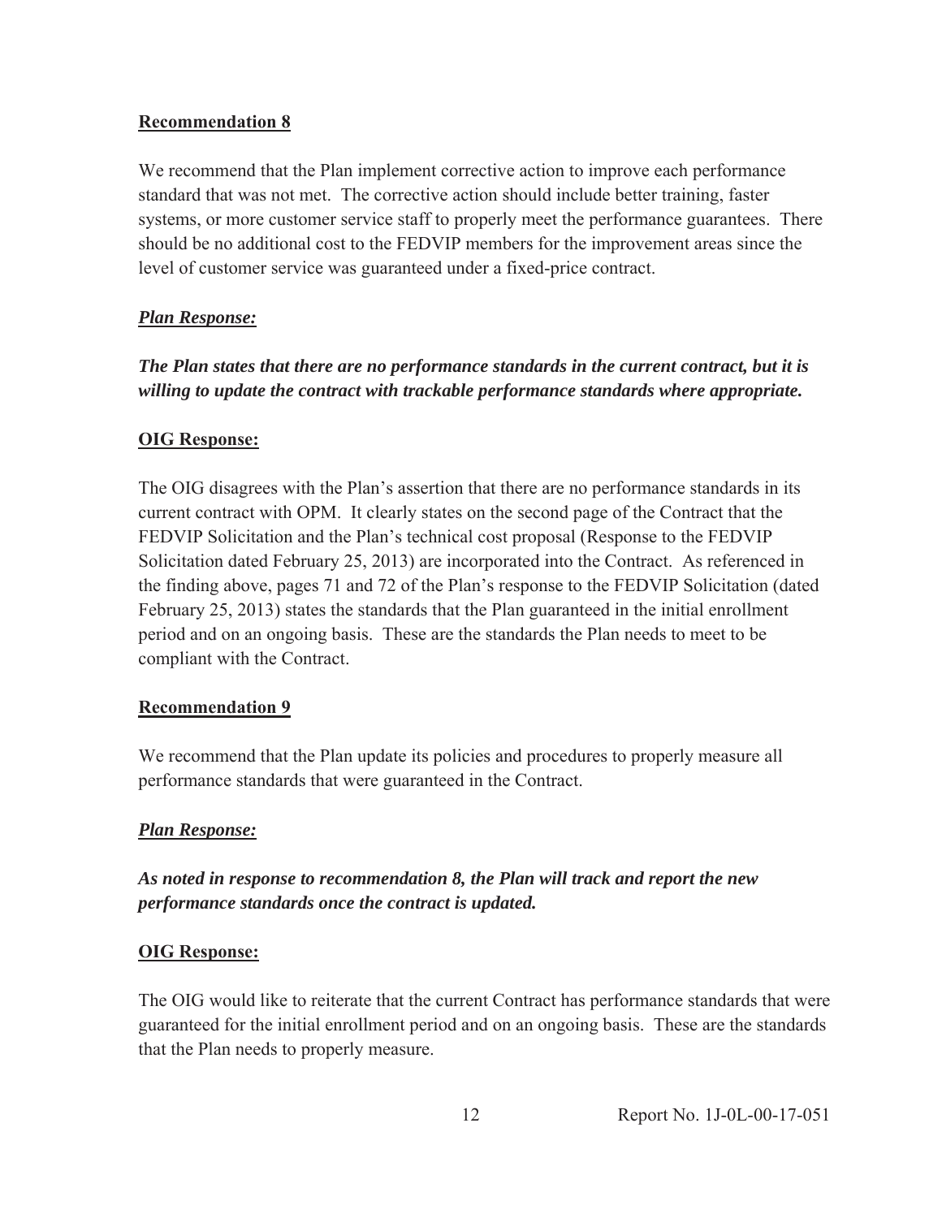**Recommendation 8**

We recommend that the Plan implement corrective action to improve each performance standard that was not met. The corrective action should include better training, faster systems, or more customer service staff to properly meet the performance guarantees. There should be no additional cost to the FEDVIP members for the improvement areas since the level of customer service was guaranteed under a fixed-price contract.

***Plan Response:***

***The Plan states that there are no performance standards in the current contract, but it is willing to update the contract with trackable performance standards where appropriate.***

**OIG Response:**

The OIG disagrees with the Plan's assertion that there are no performance standards in its current contract with OPM. It clearly states on the second page of the Contract that the FEDVIP Solicitation and the Plan's technical cost proposal (Response to the FEDVIP Solicitation dated February 25, 2013) are incorporated into the Contract. As referenced in the finding above, pages 71 and 72 of the Plan's response to the FEDVIP Solicitation (dated February 25, 2013) states the standards that the Plan guaranteed in the initial enrollment period and on an ongoing basis. These are the standards the Plan needs to meet to be compliant with the Contract.

**Recommendation 9**

We recommend that the Plan update its policies and procedures to properly measure all performance standards that were guaranteed in the Contract.

***Plan Response:***

***As noted in response to recommendation 8, the Plan will track and report the new performance standards once the contract is updated.***

**OIG Response:**

The OIG would like to reiterate that the current Contract has performance standards that were guaranteed for the initial enrollment period and on an ongoing basis. These are the standards that the Plan needs to properly measure.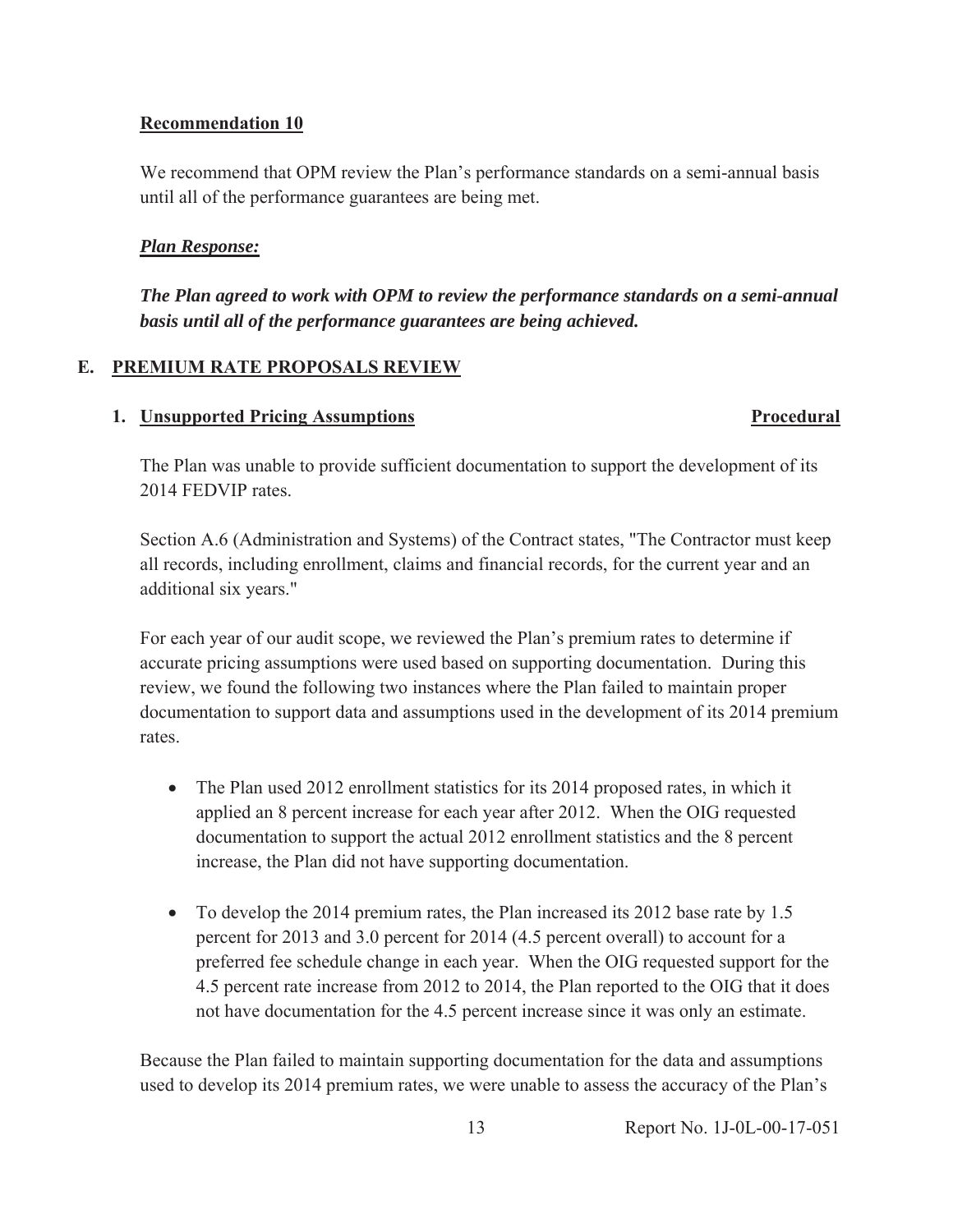**Recommendation 10**

We recommend that OPM review the Plan's performance standards on a semi-annual basis until all of the performance guarantees are being met.

***Plan Response:***

***The Plan agreed to work with OPM to review the performance standards on a semi-annual basis until all of the performance guarantees are being achieved.***

## E. PREMIUM RATE PROPOSALS REVIEW

### 1. Unsupported Pricing Assumptions — Procedural

The Plan was unable to provide sufficient documentation to support the development of its 2014 FEDVIP rates.

Section A.6 (Administration and Systems) of the Contract states, "The Contractor must keep all records, including enrollment, claims and financial records, for the current year and an additional six years."

For each year of our audit scope, we reviewed the Plan's premium rates to determine if accurate pricing assumptions were used based on supporting documentation. During this review, we found the following two instances where the Plan failed to maintain proper documentation to support data and assumptions used in the development of its 2014 premium rates.

- The Plan used 2012 enrollment statistics for its 2014 proposed rates, in which it applied an 8 percent increase for each year after 2012. When the OIG requested documentation to support the actual 2012 enrollment statistics and the 8 percent increase, the Plan did not have supporting documentation.
- To develop the 2014 premium rates, the Plan increased its 2012 base rate by 1.5 percent for 2013 and 3.0 percent for 2014 (4.5 percent overall) to account for a preferred fee schedule change in each year. When the OIG requested support for the 4.5 percent rate increase from 2012 to 2014, the Plan reported to the OIG that it does not have documentation for the 4.5 percent increase since it was only an estimate.

Because the Plan failed to maintain supporting documentation for the data and assumptions used to develop its 2014 premium rates, we were unable to assess the accuracy of the Plan's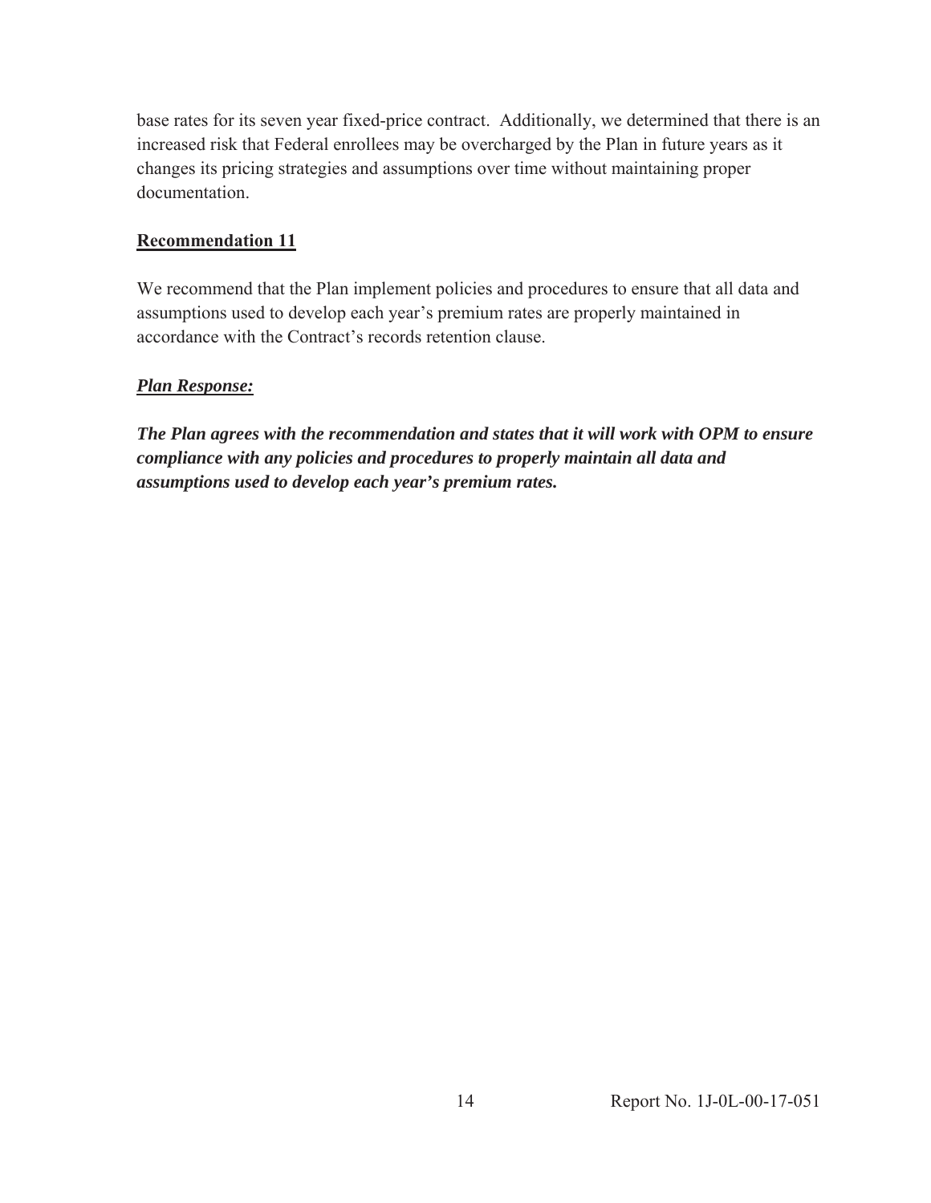base rates for its seven year fixed-price contract. Additionally, we determined that there is an increased risk that Federal enrollees may be overcharged by the Plan in future years as it changes its pricing strategies and assumptions over time without maintaining proper documentation.

**Recommendation 11**

We recommend that the Plan implement policies and procedures to ensure that all data and assumptions used to develop each year's premium rates are properly maintained in accordance with the Contract's records retention clause.

***Plan Response:***

***The Plan agrees with the recommendation and states that it will work with OPM to ensure compliance with any policies and procedures to properly maintain all data and assumptions used to develop each year's premium rates.***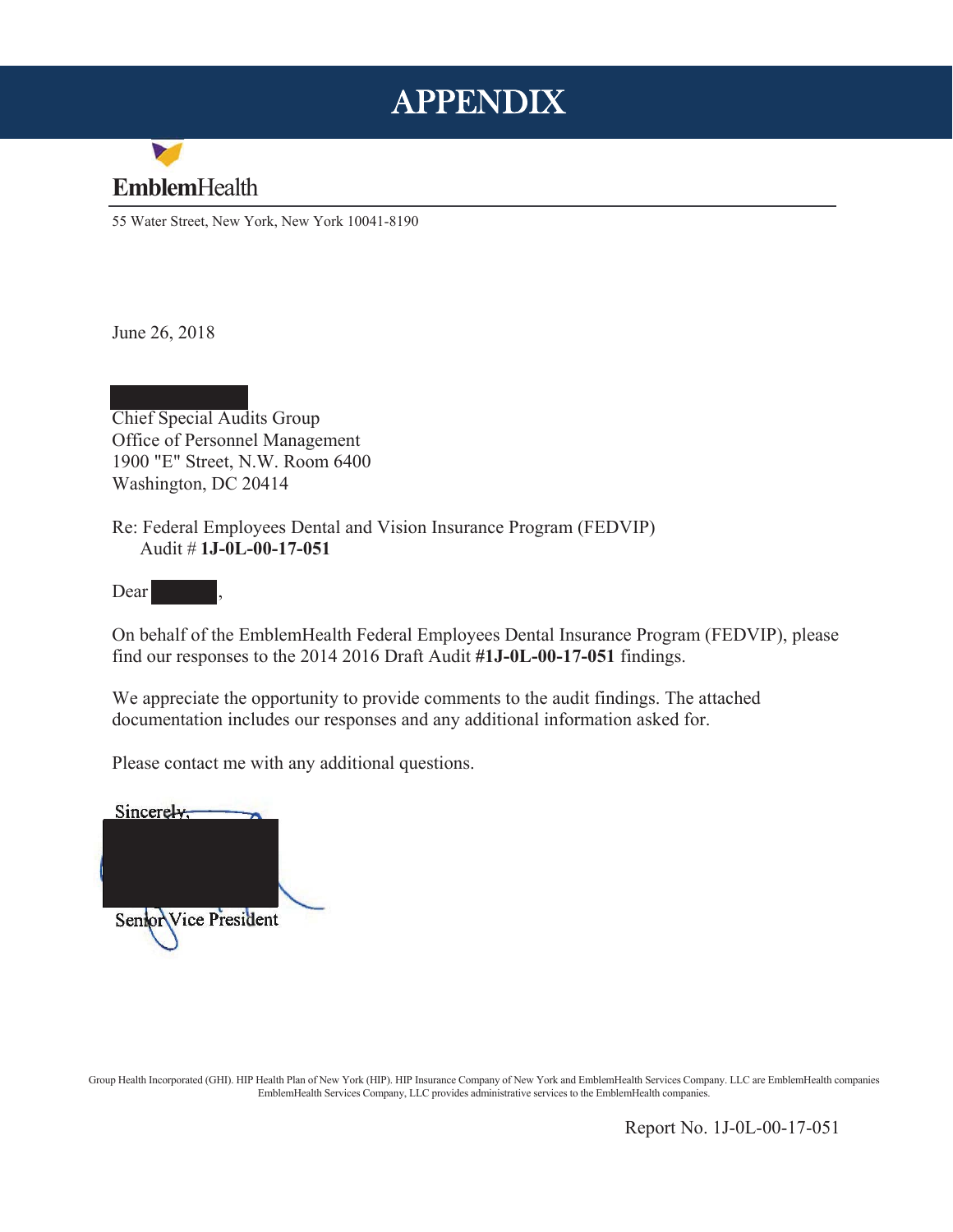# APPENDIX

**Emblem**Health

55 Water Street, New York, New York 10041-8190

June 26, 2018

Chief Special Audits Group
Office of Personnel Management
1900 "E" Street, N.W. Room 6400
Washington, DC 20414

Re: Federal Employees Dental and Vision Insurance Program (FEDVIP)
Audit # **1J-0L-00-17-051**

Dear ,

On behalf of the EmblemHealth Federal Employees Dental Insurance Program (FEDVIP), please find our responses to the 2014 2016 Draft Audit **#1J-0L-00-17-051** findings.

We appreciate the opportunity to provide comments to the audit findings. The attached documentation includes our responses and any additional information asked for.

Please contact me with any additional questions.

Sincerely,

Senior Vice President

Group Health Incorporated (GHI). HIP Health Plan of New York (HIP). HIP Insurance Company of New York and EmblemHealth Services Company. LLC are EmblemHealth companies
EmblemHealth Services Company, LLC provides administrative services to the EmblemHealth companies.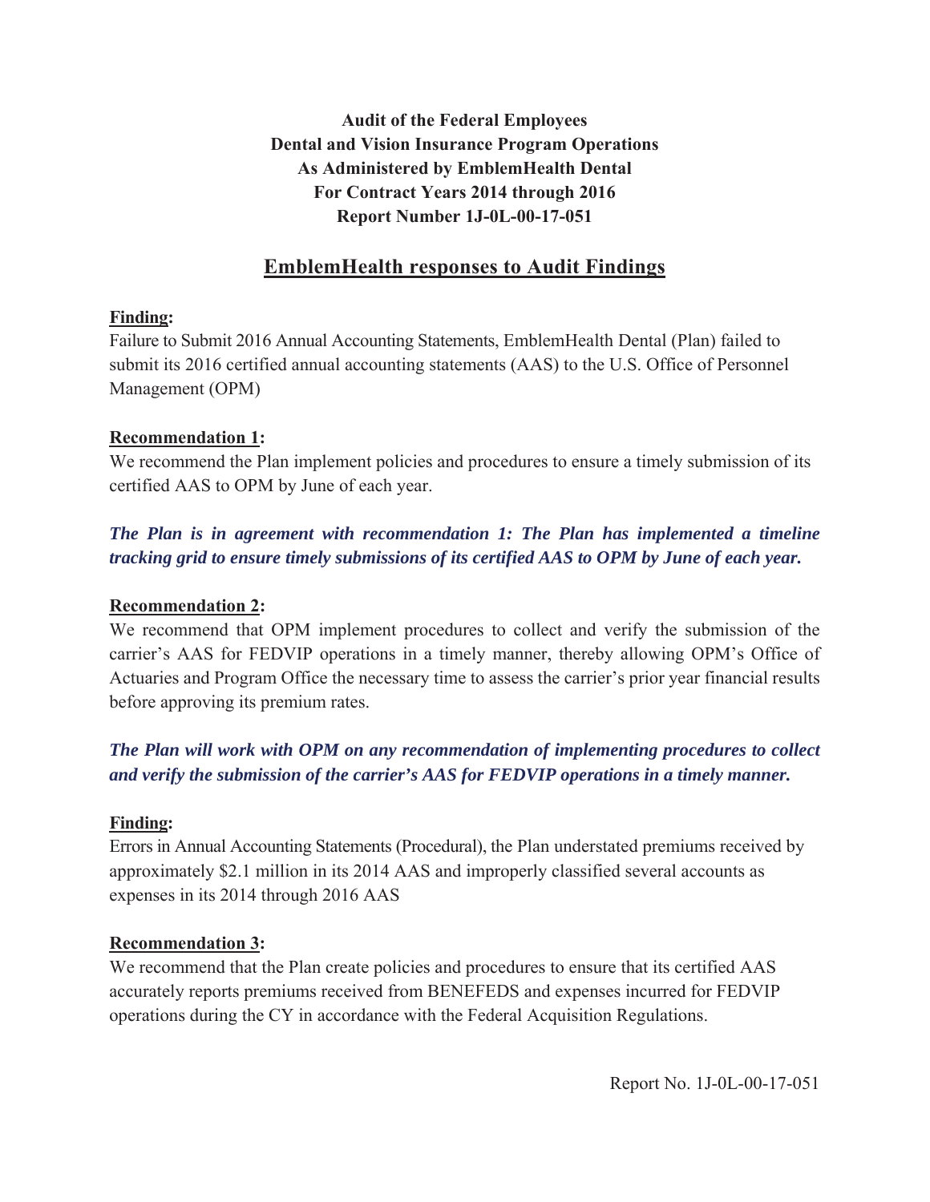**Audit of the Federal Employees**
**Dental and Vision Insurance Program Operations**
**As Administered by EmblemHealth Dental**
**For Contract Years 2014 through 2016**
**Report Number 1J-0L-00-17-051**

## EmblemHealth responses to Audit Findings

**Finding:**
Failure to Submit 2016 Annual Accounting Statements, EmblemHealth Dental (Plan) failed to submit its 2016 certified annual accounting statements (AAS) to the U.S. Office of Personnel Management (OPM)

**Recommendation 1:**
We recommend the Plan implement policies and procedures to ensure a timely submission of its certified AAS to OPM by June of each year.

***The Plan is in agreement with recommendation 1: The Plan has implemented a timeline tracking grid to ensure timely submissions of its certified AAS to OPM by June of each year.***

**Recommendation 2:**
We recommend that OPM implement procedures to collect and verify the submission of the carrier's AAS for FEDVIP operations in a timely manner, thereby allowing OPM's Office of Actuaries and Program Office the necessary time to assess the carrier's prior year financial results before approving its premium rates.

***The Plan will work with OPM on any recommendation of implementing procedures to collect and verify the submission of the carrier's AAS for FEDVIP operations in a timely manner.***

**Finding:**
Errors in Annual Accounting Statements (Procedural), the Plan understated premiums received by approximately $2.1 million in its 2014 AAS and improperly classified several accounts as expenses in its 2014 through 2016 AAS

**Recommendation 3:**
We recommend that the Plan create policies and procedures to ensure that its certified AAS accurately reports premiums received from BENEFEDS and expenses incurred for FEDVIP operations during the CY in accordance with the Federal Acquisition Regulations.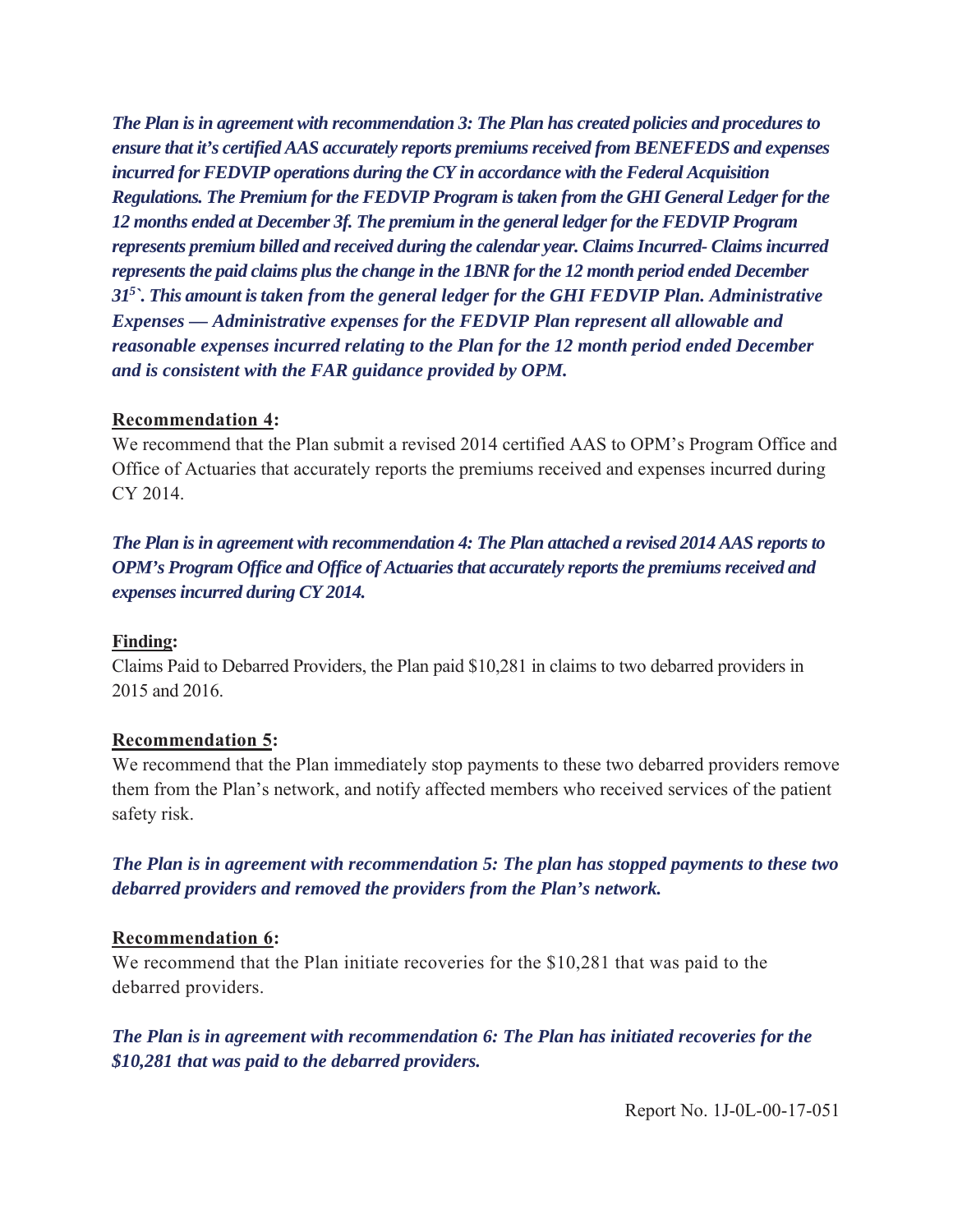*The Plan is in agreement with recommendation 3: The Plan has created policies and procedures to ensure that it's certified AAS accurately reports premiums received from BENEFEDS and expenses incurred for FEDVIP operations during the CY in accordance with the Federal Acquisition Regulations. The Premium for the FEDVIP Program is taken from the GHI General Ledger for the 12 months ended at December 3f. The premium in the general ledger for the FEDVIP Program represents premium billed and received during the calendar year. Claims Incurred- Claims incurred represents the paid claims plus the change in the 1BNR for the 12 month period ended December 31[5]`. This amount is taken from the general ledger for the GHI FEDVIP Plan. Administrative Expenses — Administrative expenses for the FEDVIP Plan represent all allowable and reasonable expenses incurred relating to the Plan for the 12 month period ended December and is consistent with the FAR guidance provided by OPM.*

**Recommendation 4:**

We recommend that the Plan submit a revised 2014 certified AAS to OPM's Program Office and Office of Actuaries that accurately reports the premiums received and expenses incurred during CY 2014.

*The Plan is in agreement with recommendation 4: The Plan attached a revised 2014 AAS reports to OPM's Program Office and Office of Actuaries that accurately reports the premiums received and expenses incurred during CY 2014.*

**Finding:**

Claims Paid to Debarred Providers, the Plan paid $10,281 in claims to two debarred providers in 2015 and 2016.

**Recommendation 5:**

We recommend that the Plan immediately stop payments to these two debarred providers remove them from the Plan's network, and notify affected members who received services of the patient safety risk.

*The Plan is in agreement with recommendation 5: The plan has stopped payments to these two debarred providers and removed the providers from the Plan's network.*

**Recommendation 6:**

We recommend that the Plan initiate recoveries for the $10,281 that was paid to the debarred providers.

*The Plan is in agreement with recommendation 6: The Plan has initiated recoveries for the $10,281 that was paid to the debarred providers.*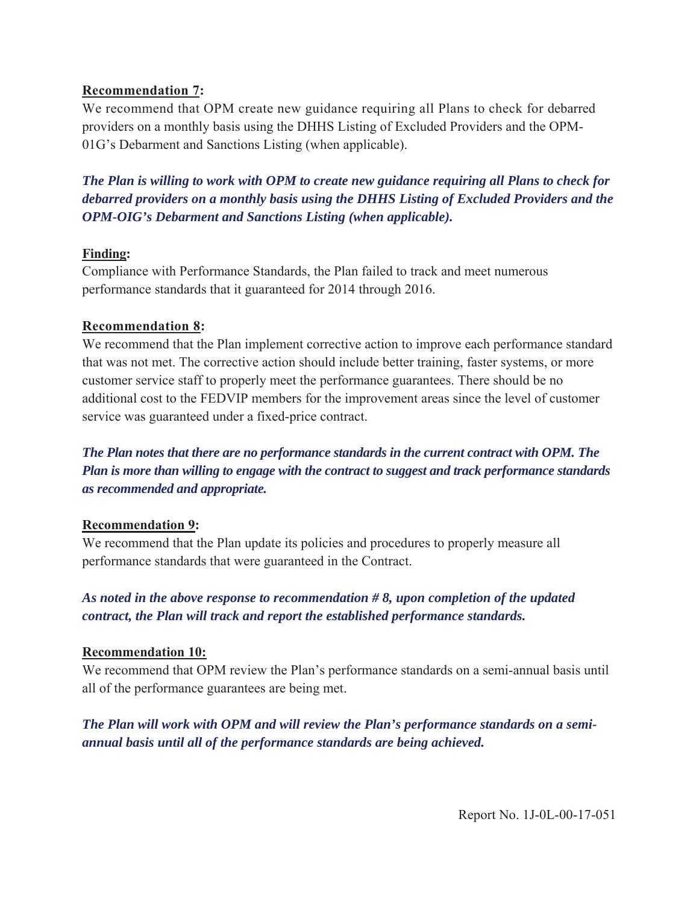**Recommendation 7:**

We recommend that OPM create new guidance requiring all Plans to check for debarred providers on a monthly basis using the DHHS Listing of Excluded Providers and the OPM-01G's Debarment and Sanctions Listing (when applicable).

***The Plan is willing to work with OPM to create new guidance requiring all Plans to check for debarred providers on a monthly basis using the DHHS Listing of Excluded Providers and the OPM-OIG's Debarment and Sanctions Listing (when applicable).***

**Finding:**

Compliance with Performance Standards, the Plan failed to track and meet numerous performance standards that it guaranteed for 2014 through 2016.

**Recommendation 8:**

We recommend that the Plan implement corrective action to improve each performance standard that was not met. The corrective action should include better training, faster systems, or more customer service staff to properly meet the performance guarantees. There should be no additional cost to the FEDVIP members for the improvement areas since the level of customer service was guaranteed under a fixed-price contract.

***The Plan notes that there are no performance standards in the current contract with OPM. The Plan is more than willing to engage with the contract to suggest and track performance standards as recommended and appropriate.***

**Recommendation 9:**

We recommend that the Plan update its policies and procedures to properly measure all performance standards that were guaranteed in the Contract.

***As noted in the above response to recommendation # 8, upon completion of the updated contract, the Plan will track and report the established performance standards.***

**Recommendation 10:**

We recommend that OPM review the Plan's performance standards on a semi-annual basis until all of the performance guarantees are being met.

***The Plan will work with OPM and will review the Plan's performance standards on a semi-annual basis until all of the performance standards are being achieved.***

Report No. 1J-0L-00-17-051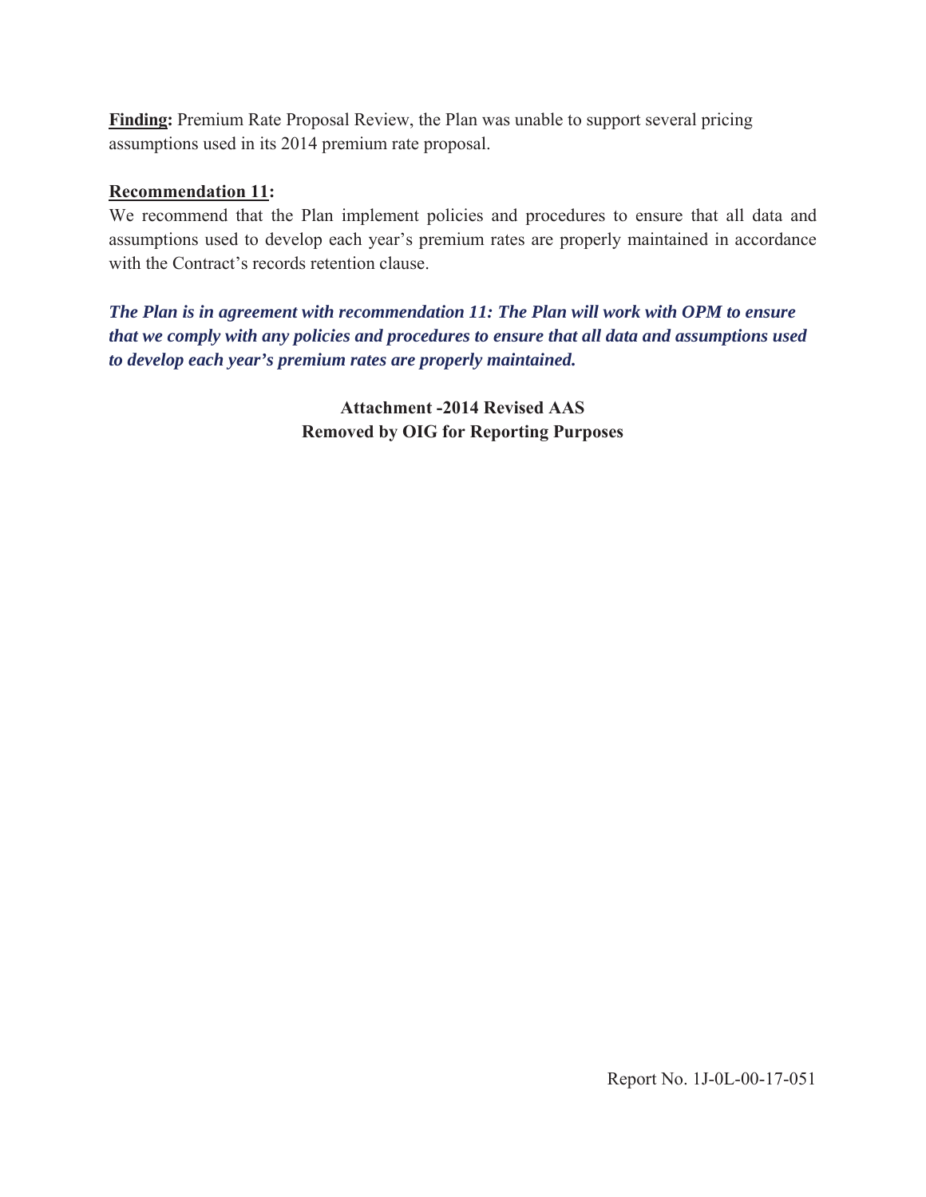**<u>Finding</u>:** Premium Rate Proposal Review, the Plan was unable to support several pricing assumptions used in its 2014 premium rate proposal.

**<u>Recommendation 11</u>:**

We recommend that the Plan implement policies and procedures to ensure that all data and assumptions used to develop each year's premium rates are properly maintained in accordance with the Contract's records retention clause.

***The Plan is in agreement with recommendation 11: The Plan will work with OPM to ensure that we comply with any policies and procedures to ensure that all data and assumptions used to develop each year's premium rates are properly maintained.***

**Attachment -2014 Revised AAS**
**Removed by OIG for Reporting Purposes**

Report No. 1J-0L-00-17-051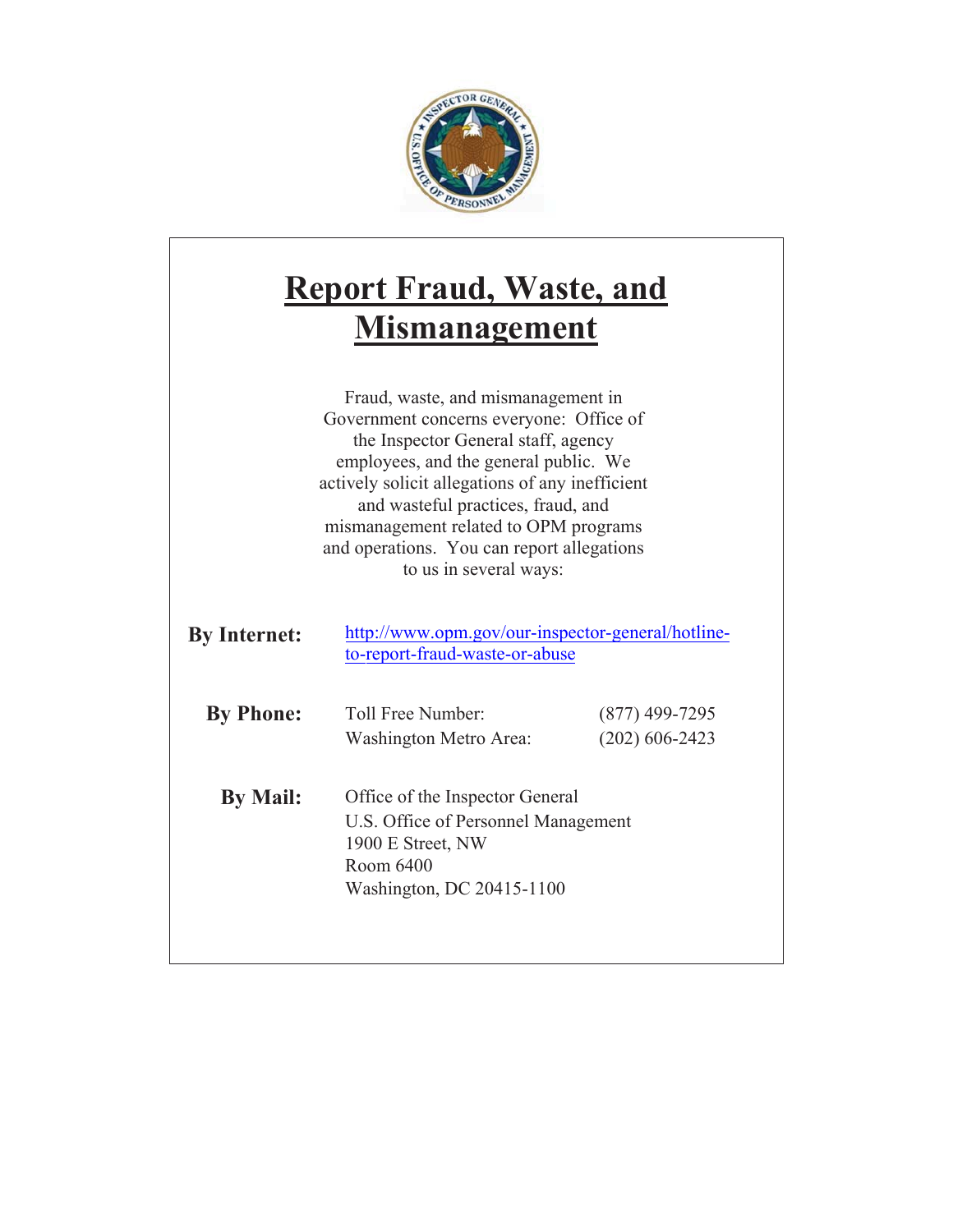# Report Fraud, Waste, and Mismanagement

Fraud, waste, and mismanagement in Government concerns everyone: Office of the Inspector General staff, agency employees, and the general public. We actively solicit allegations of any inefficient and wasteful practices, fraud, and mismanagement related to OPM programs and operations. You can report allegations to us in several ways:

**By Internet:** http://www.opm.gov/our-inspector-general/hotline-to-report-fraud-waste-or-abuse

**By Phone:**

| | |
|---|---|
| Toll Free Number: | (877) 499-7295 |
| Washington Metro Area: | (202) 606-2423 |

**By Mail:**

Office of the Inspector General
U.S. Office of Personnel Management
1900 E Street, NW
Room 6400
Washington, DC 20415-1100